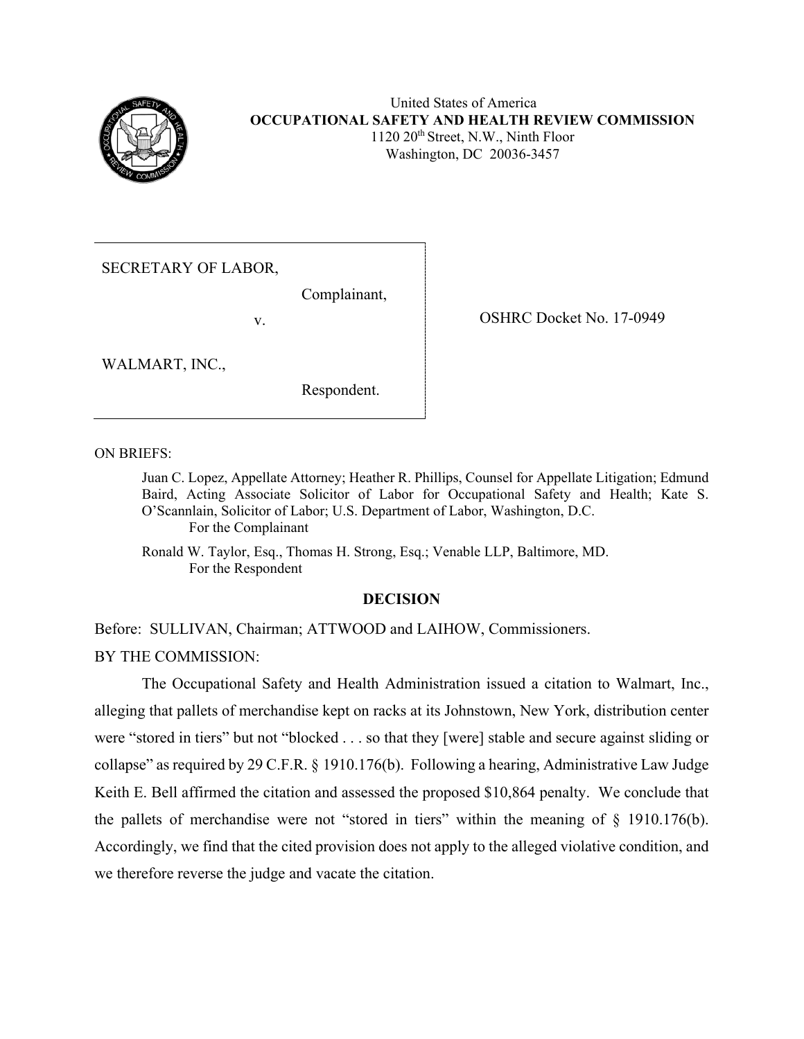United States of America
**OCCUPATIONAL SAFETY AND HEALTH REVIEW COMMISSION**
1120 20th Street, N.W., Ninth Floor
Washington, DC 20036-3457

SECRETARY OF LABOR,

Complainant,

v.

WALMART, INC.,

Respondent.

OSHRC Docket No. 17-0949

ON BRIEFS:

Juan C. Lopez, Appellate Attorney; Heather R. Phillips, Counsel for Appellate Litigation; Edmund Baird, Acting Associate Solicitor of Labor for Occupational Safety and Health; Kate S. O'Scannlain, Solicitor of Labor; U.S. Department of Labor, Washington, D.C.
For the Complainant

Ronald W. Taylor, Esq., Thomas H. Strong, Esq.; Venable LLP, Baltimore, MD.
For the Respondent

**DECISION**

Before: SULLIVAN, Chairman; ATTWOOD and LAIHOW, Commissioners.

BY THE COMMISSION:

The Occupational Safety and Health Administration issued a citation to Walmart, Inc., alleging that pallets of merchandise kept on racks at its Johnstown, New York, distribution center were "stored in tiers" but not "blocked . . . so that they [were] stable and secure against sliding or collapse" as required by 29 C.F.R. § 1910.176(b). Following a hearing, Administrative Law Judge Keith E. Bell affirmed the citation and assessed the proposed $10,864 penalty. We conclude that the pallets of merchandise were not "stored in tiers" within the meaning of § 1910.176(b). Accordingly, we find that the cited provision does not apply to the alleged violative condition, and we therefore reverse the judge and vacate the citation.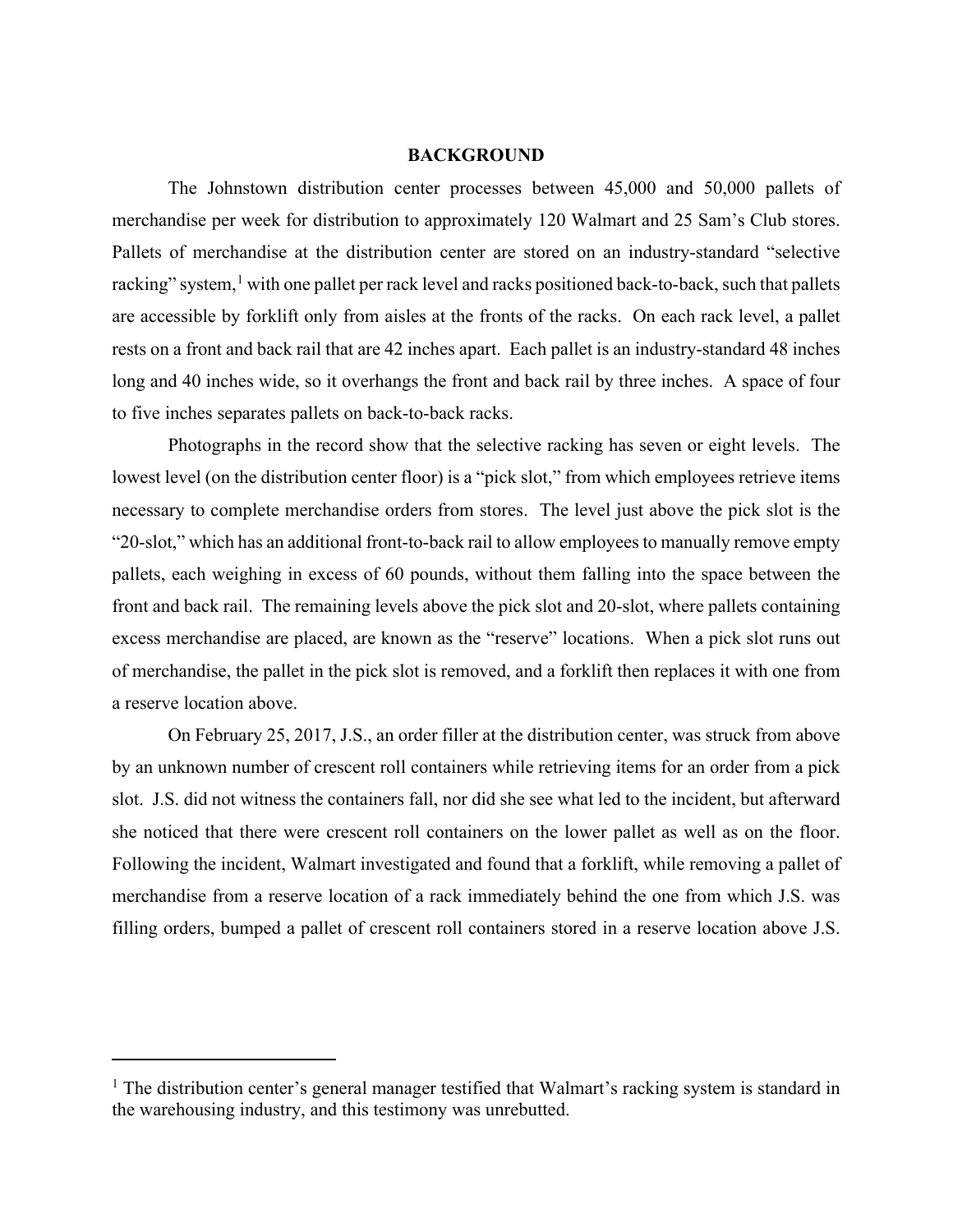## BACKGROUND

The Johnstown distribution center processes between 45,000 and 50,000 pallets of merchandise per week for distribution to approximately 120 Walmart and 25 Sam's Club stores. Pallets of merchandise at the distribution center are stored on an industry-standard "selective racking" system,[1] with one pallet per rack level and racks positioned back-to-back, such that pallets are accessible by forklift only from aisles at the fronts of the racks. On each rack level, a pallet rests on a front and back rail that are 42 inches apart. Each pallet is an industry-standard 48 inches long and 40 inches wide, so it overhangs the front and back rail by three inches. A space of four to five inches separates pallets on back-to-back racks.

Photographs in the record show that the selective racking has seven or eight levels. The lowest level (on the distribution center floor) is a "pick slot," from which employees retrieve items necessary to complete merchandise orders from stores. The level just above the pick slot is the "20-slot," which has an additional front-to-back rail to allow employees to manually remove empty pallets, each weighing in excess of 60 pounds, without them falling into the space between the front and back rail. The remaining levels above the pick slot and 20-slot, where pallets containing excess merchandise are placed, are known as the "reserve" locations. When a pick slot runs out of merchandise, the pallet in the pick slot is removed, and a forklift then replaces it with one from a reserve location above.

On February 25, 2017, J.S., an order filler at the distribution center, was struck from above by an unknown number of crescent roll containers while retrieving items for an order from a pick slot. J.S. did not witness the containers fall, nor did she see what led to the incident, but afterward she noticed that there were crescent roll containers on the lower pallet as well as on the floor. Following the incident, Walmart investigated and found that a forklift, while removing a pallet of merchandise from a reserve location of a rack immediately behind the one from which J.S. was filling orders, bumped a pallet of crescent roll containers stored in a reserve location above J.S.

[1] The distribution center's general manager testified that Walmart's racking system is standard in the warehousing industry, and this testimony was unrebutted.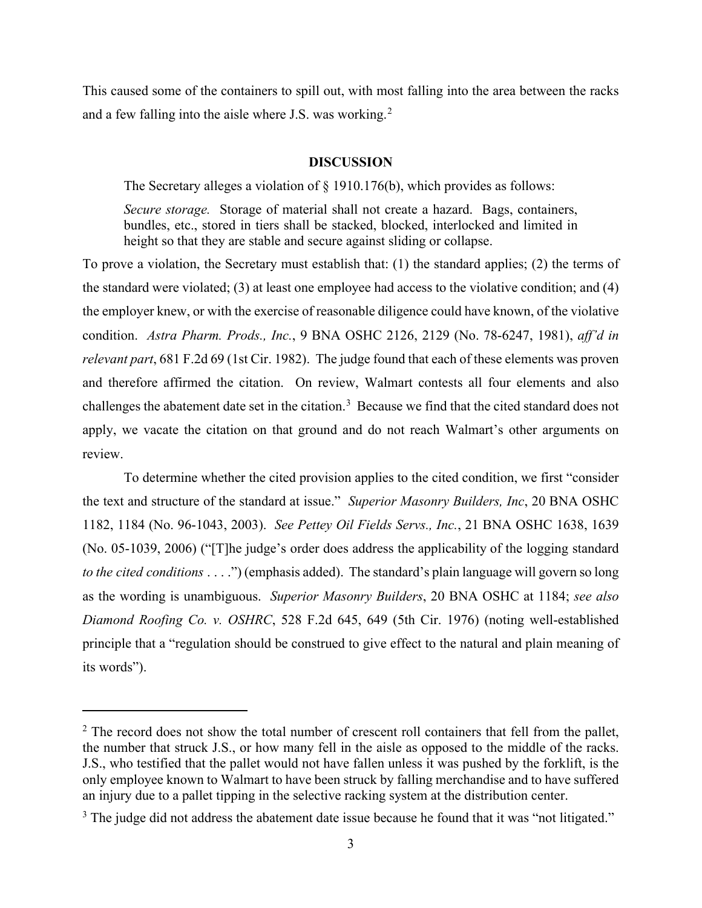This caused some of the containers to spill out, with most falling into the area between the racks and a few falling into the aisle where J.S. was working.[2]

## DISCUSSION

The Secretary alleges a violation of § 1910.176(b), which provides as follows:

> *Secure storage.* Storage of material shall not create a hazard. Bags, containers, bundles, etc., stored in tiers shall be stacked, blocked, interlocked and limited in height so that they are stable and secure against sliding or collapse.

To prove a violation, the Secretary must establish that: (1) the standard applies; (2) the terms of the standard were violated; (3) at least one employee had access to the violative condition; and (4) the employer knew, or with the exercise of reasonable diligence could have known, of the violative condition. *Astra Pharm. Prods., Inc.*, 9 BNA OSHC 2126, 2129 (No. 78-6247, 1981), *aff'd in relevant part*, 681 F.2d 69 (1st Cir. 1982). The judge found that each of these elements was proven and therefore affirmed the citation. On review, Walmart contests all four elements and also challenges the abatement date set in the citation.[3] Because we find that the cited standard does not apply, we vacate the citation on that ground and do not reach Walmart's other arguments on review.

To determine whether the cited provision applies to the cited condition, we first "consider the text and structure of the standard at issue." *Superior Masonry Builders, Inc*, 20 BNA OSHC 1182, 1184 (No. 96-1043, 2003). *See Pettey Oil Fields Servs., Inc.*, 21 BNA OSHC 1638, 1639 (No. 05-1039, 2006) ("[T]he judge's order does address the applicability of the logging standard *to the cited conditions* . . . .") (emphasis added). The standard's plain language will govern so long as the wording is unambiguous. *Superior Masonry Builders*, 20 BNA OSHC at 1184; *see also Diamond Roofing Co. v. OSHRC*, 528 F.2d 645, 649 (5th Cir. 1976) (noting well-established principle that a "regulation should be construed to give effect to the natural and plain meaning of its words").

---

[2] The record does not show the total number of crescent roll containers that fell from the pallet, the number that struck J.S., or how many fell in the aisle as opposed to the middle of the racks. J.S., who testified that the pallet would not have fallen unless it was pushed by the forklift, is the only employee known to Walmart to have been struck by falling merchandise and to have suffered an injury due to a pallet tipping in the selective racking system at the distribution center.

[3] The judge did not address the abatement date issue because he found that it was "not litigated."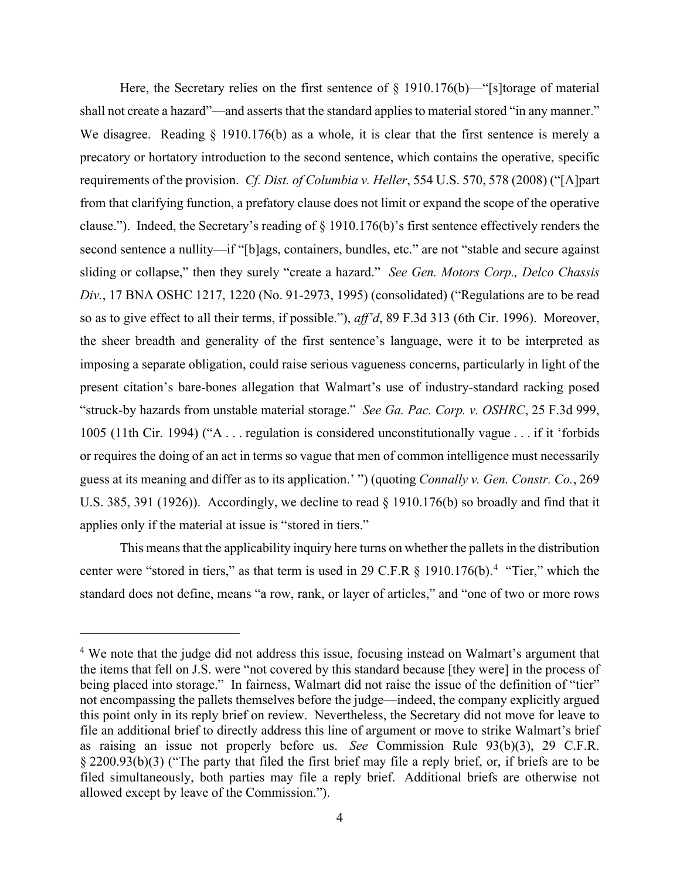Here, the Secretary relies on the first sentence of § 1910.176(b)—"[s]torage of material shall not create a hazard"—and asserts that the standard applies to material stored "in any manner." We disagree. Reading § 1910.176(b) as a whole, it is clear that the first sentence is merely a precatory or hortatory introduction to the second sentence, which contains the operative, specific requirements of the provision. *Cf. Dist. of Columbia v. Heller*, 554 U.S. 570, 578 (2008) ("[A]part from that clarifying function, a prefatory clause does not limit or expand the scope of the operative clause."). Indeed, the Secretary's reading of § 1910.176(b)'s first sentence effectively renders the second sentence a nullity—if "[b]ags, containers, bundles, etc." are not "stable and secure against sliding or collapse," then they surely "create a hazard." *See Gen. Motors Corp., Delco Chassis Div.*, 17 BNA OSHC 1217, 1220 (No. 91-2973, 1995) (consolidated) ("Regulations are to be read so as to give effect to all their terms, if possible."), *aff'd*, 89 F.3d 313 (6th Cir. 1996). Moreover, the sheer breadth and generality of the first sentence's language, were it to be interpreted as imposing a separate obligation, could raise serious vagueness concerns, particularly in light of the present citation's bare-bones allegation that Walmart's use of industry-standard racking posed "struck-by hazards from unstable material storage." *See Ga. Pac. Corp. v. OSHRC*, 25 F.3d 999, 1005 (11th Cir. 1994) ("A . . . regulation is considered unconstitutionally vague . . . if it 'forbids or requires the doing of an act in terms so vague that men of common intelligence must necessarily guess at its meaning and differ as to its application.' ") (quoting *Connally v. Gen. Constr. Co.*, 269 U.S. 385, 391 (1926)). Accordingly, we decline to read § 1910.176(b) so broadly and find that it applies only if the material at issue is "stored in tiers."

This means that the applicability inquiry here turns on whether the pallets in the distribution center were "stored in tiers," as that term is used in 29 C.F.R § 1910.176(b).[4] "Tier," which the standard does not define, means "a row, rank, or layer of articles," and "one of two or more rows

[4] We note that the judge did not address this issue, focusing instead on Walmart's argument that the items that fell on J.S. were "not covered by this standard because [they were] in the process of being placed into storage." In fairness, Walmart did not raise the issue of the definition of "tier" not encompassing the pallets themselves before the judge—indeed, the company explicitly argued this point only in its reply brief on review. Nevertheless, the Secretary did not move for leave to file an additional brief to directly address this line of argument or move to strike Walmart's brief as raising an issue not properly before us. *See* Commission Rule 93(b)(3), 29 C.F.R. § 2200.93(b)(3) ("The party that filed the first brief may file a reply brief, or, if briefs are to be filed simultaneously, both parties may file a reply brief. Additional briefs are otherwise not allowed except by leave of the Commission.").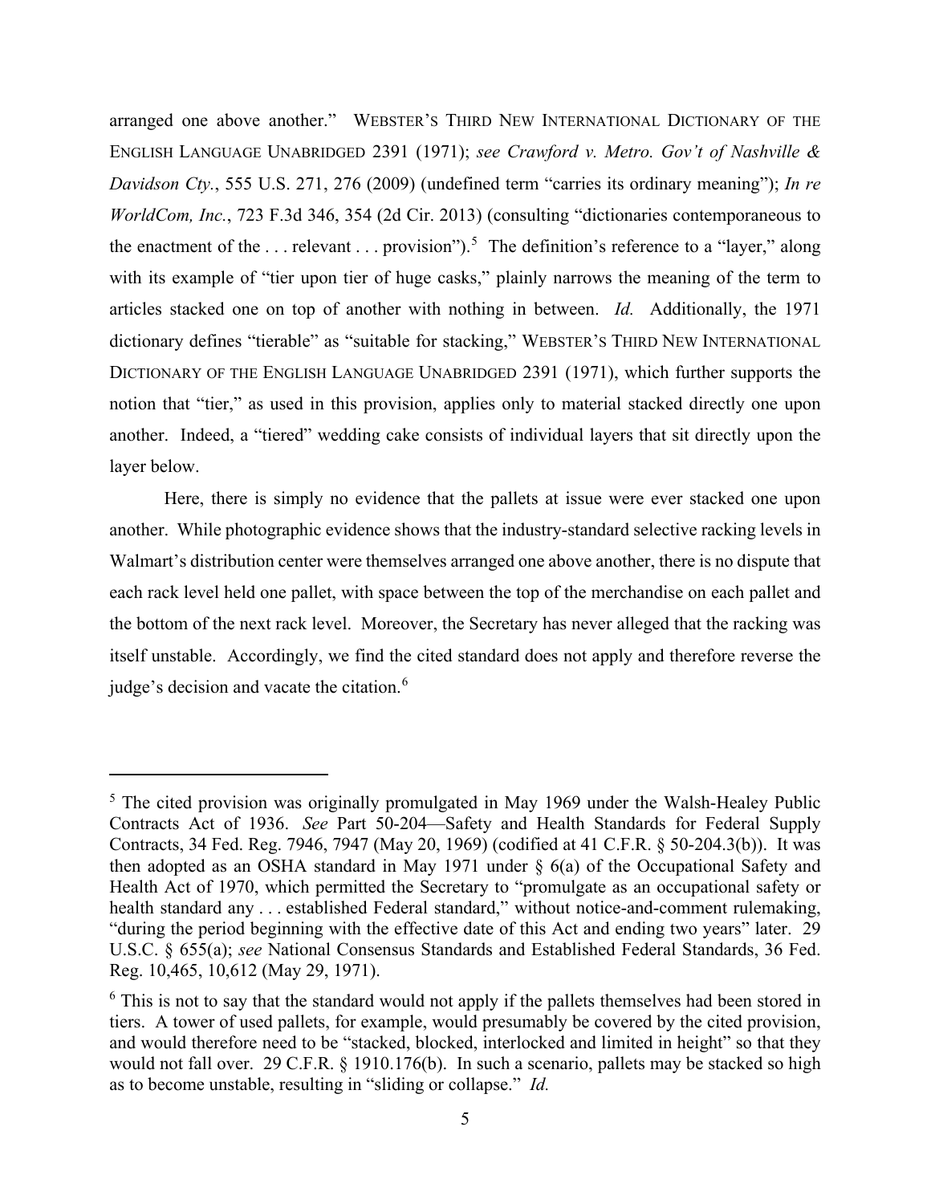arranged one above another." WEBSTER'S THIRD NEW INTERNATIONAL DICTIONARY OF THE ENGLISH LANGUAGE UNABRIDGED 2391 (1971); *see Crawford v. Metro. Gov't of Nashville & Davidson Cty.*, 555 U.S. 271, 276 (2009) (undefined term "carries its ordinary meaning"); *In re WorldCom, Inc.*, 723 F.3d 346, 354 (2d Cir. 2013) (consulting "dictionaries contemporaneous to the enactment of the . . . relevant . . . provision").[5] The definition's reference to a "layer," along with its example of "tier upon tier of huge casks," plainly narrows the meaning of the term to articles stacked one on top of another with nothing in between. *Id.* Additionally, the 1971 dictionary defines "tierable" as "suitable for stacking," WEBSTER'S THIRD NEW INTERNATIONAL DICTIONARY OF THE ENGLISH LANGUAGE UNABRIDGED 2391 (1971), which further supports the notion that "tier," as used in this provision, applies only to material stacked directly one upon another. Indeed, a "tiered" wedding cake consists of individual layers that sit directly upon the layer below.

Here, there is simply no evidence that the pallets at issue were ever stacked one upon another. While photographic evidence shows that the industry-standard selective racking levels in Walmart's distribution center were themselves arranged one above another, there is no dispute that each rack level held one pallet, with space between the top of the merchandise on each pallet and the bottom of the next rack level. Moreover, the Secretary has never alleged that the racking was itself unstable. Accordingly, we find the cited standard does not apply and therefore reverse the judge's decision and vacate the citation.[6]

---

[5] The cited provision was originally promulgated in May 1969 under the Walsh-Healey Public Contracts Act of 1936. *See* Part 50-204—Safety and Health Standards for Federal Supply Contracts, 34 Fed. Reg. 7946, 7947 (May 20, 1969) (codified at 41 C.F.R. § 50-204.3(b)). It was then adopted as an OSHA standard in May 1971 under § 6(a) of the Occupational Safety and Health Act of 1970, which permitted the Secretary to "promulgate as an occupational safety or health standard any . . . established Federal standard," without notice-and-comment rulemaking, "during the period beginning with the effective date of this Act and ending two years" later. 29 U.S.C. § 655(a); *see* National Consensus Standards and Established Federal Standards, 36 Fed. Reg. 10,465, 10,612 (May 29, 1971).

[6] This is not to say that the standard would not apply if the pallets themselves had been stored in tiers. A tower of used pallets, for example, would presumably be covered by the cited provision, and would therefore need to be "stacked, blocked, interlocked and limited in height" so that they would not fall over. 29 C.F.R. § 1910.176(b). In such a scenario, pallets may be stacked so high as to become unstable, resulting in "sliding or collapse." *Id.*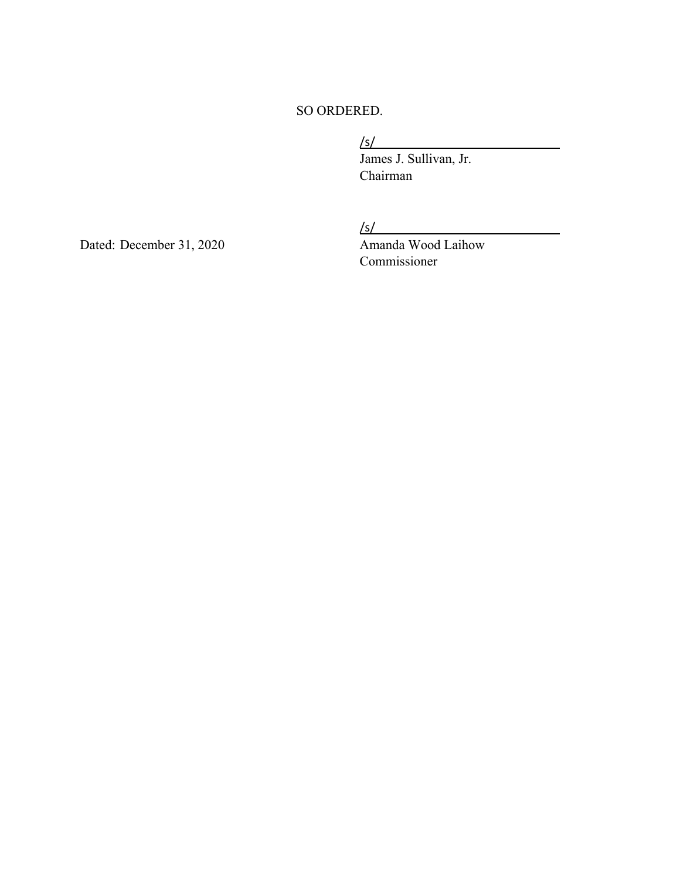SO ORDERED.

/s/

James J. Sullivan, Jr.
Chairman

/s/

Amanda Wood Laihow
Commissioner

Dated: December 31, 2020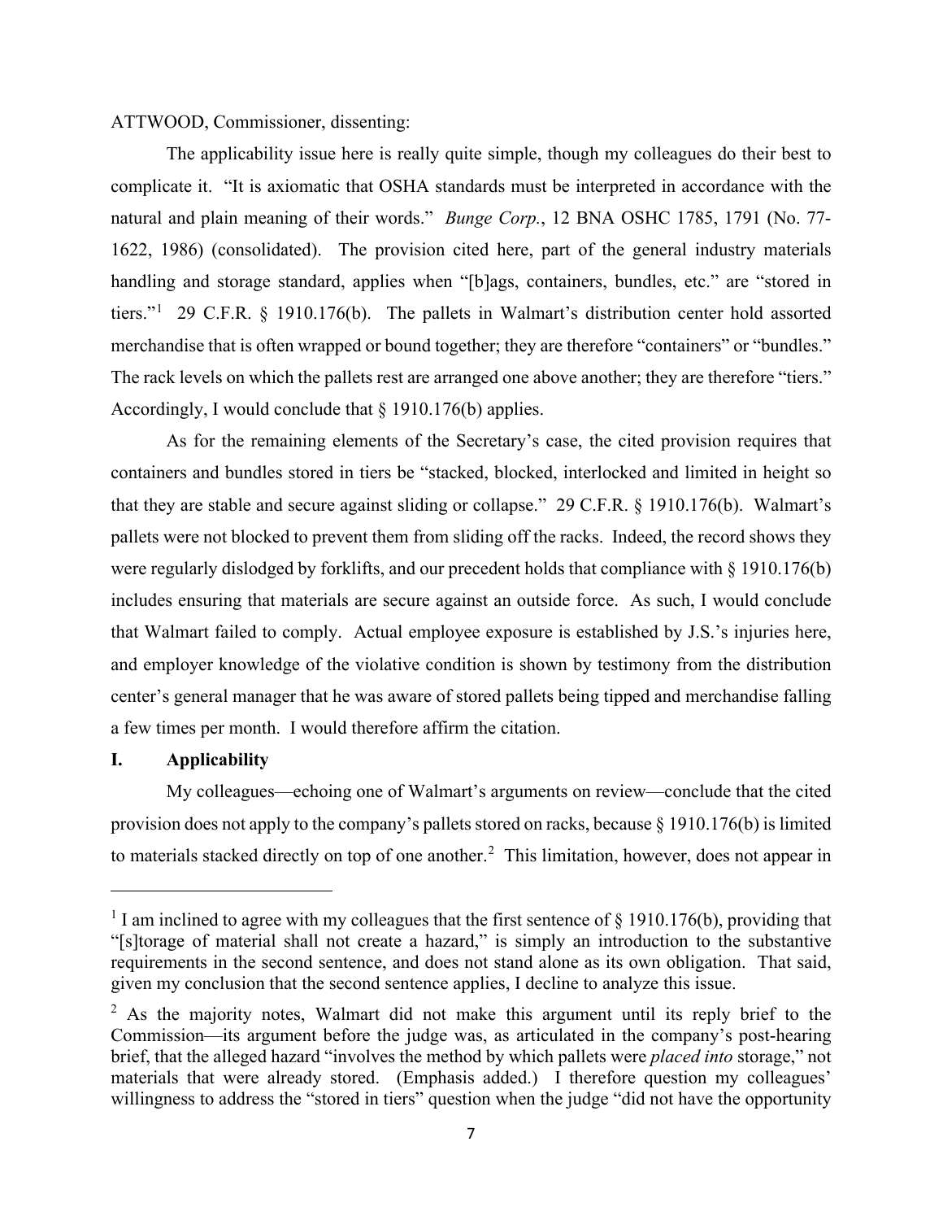ATTWOOD, Commissioner, dissenting:

The applicability issue here is really quite simple, though my colleagues do their best to complicate it. "It is axiomatic that OSHA standards must be interpreted in accordance with the natural and plain meaning of their words." *Bunge Corp.*, 12 BNA OSHC 1785, 1791 (No. 77-1622, 1986) (consolidated). The provision cited here, part of the general industry materials handling and storage standard, applies when "[b]ags, containers, bundles, etc." are "stored in tiers."[1] 29 C.F.R. § 1910.176(b). The pallets in Walmart's distribution center hold assorted merchandise that is often wrapped or bound together; they are therefore "containers" or "bundles." The rack levels on which the pallets rest are arranged one above another; they are therefore "tiers." Accordingly, I would conclude that § 1910.176(b) applies.

As for the remaining elements of the Secretary's case, the cited provision requires that containers and bundles stored in tiers be "stacked, blocked, interlocked and limited in height so that they are stable and secure against sliding or collapse." 29 C.F.R. § 1910.176(b). Walmart's pallets were not blocked to prevent them from sliding off the racks. Indeed, the record shows they were regularly dislodged by forklifts, and our precedent holds that compliance with § 1910.176(b) includes ensuring that materials are secure against an outside force. As such, I would conclude that Walmart failed to comply. Actual employee exposure is established by J.S.'s injuries here, and employer knowledge of the violative condition is shown by testimony from the distribution center's general manager that he was aware of stored pallets being tipped and merchandise falling a few times per month. I would therefore affirm the citation.

## I. Applicability

My colleagues—echoing one of Walmart's arguments on review—conclude that the cited provision does not apply to the company's pallets stored on racks, because § 1910.176(b) is limited to materials stacked directly on top of one another.[2] This limitation, however, does not appear in

---

[1] I am inclined to agree with my colleagues that the first sentence of § 1910.176(b), providing that "[s]torage of material shall not create a hazard," is simply an introduction to the substantive requirements in the second sentence, and does not stand alone as its own obligation. That said, given my conclusion that the second sentence applies, I decline to analyze this issue.

[2] As the majority notes, Walmart did not make this argument until its reply brief to the Commission—its argument before the judge was, as articulated in the company's post-hearing brief, that the alleged hazard "involves the method by which pallets were *placed into* storage," not materials that were already stored. (Emphasis added.) I therefore question my colleagues' willingness to address the "stored in tiers" question when the judge "did not have the opportunity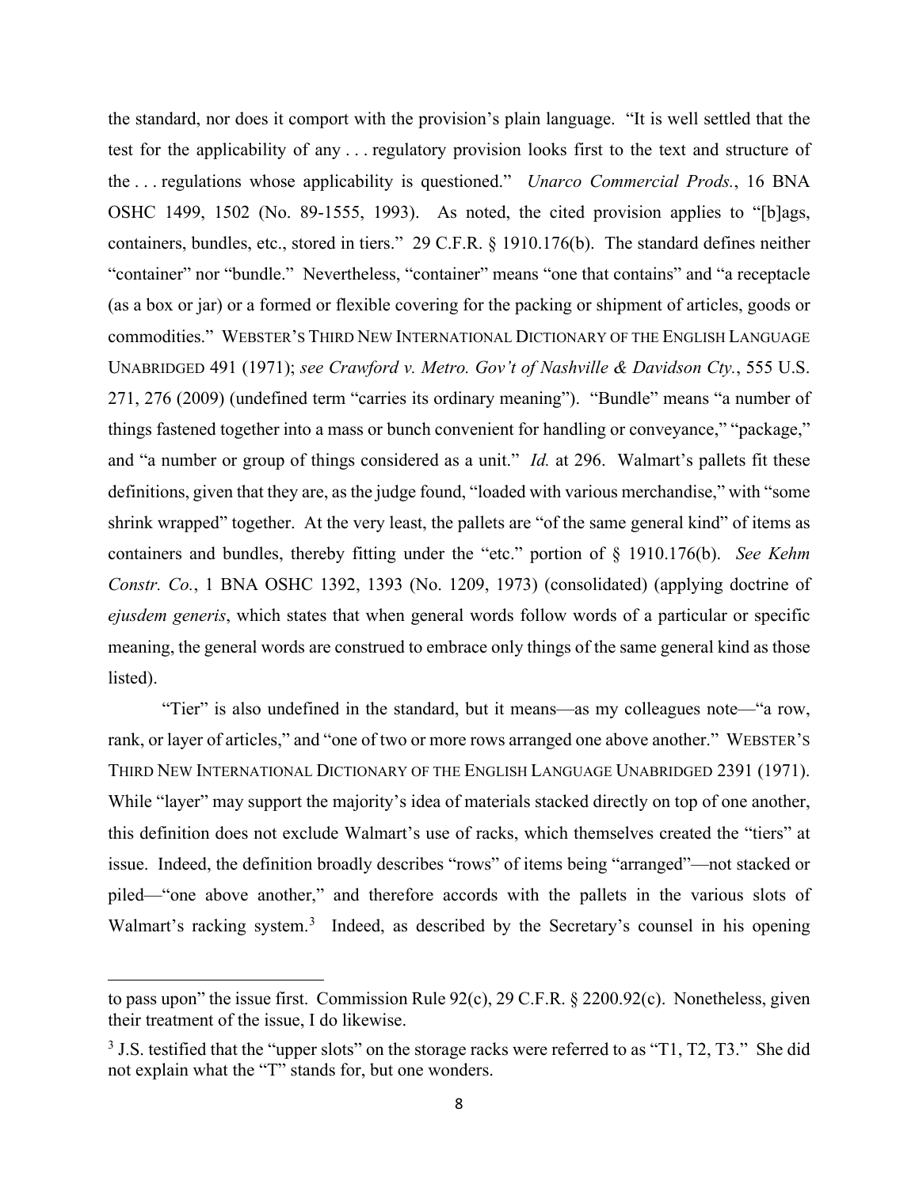the standard, nor does it comport with the provision's plain language. "It is well settled that the test for the applicability of any . . . regulatory provision looks first to the text and structure of the . . . regulations whose applicability is questioned." *Unarco Commercial Prods.*, 16 BNA OSHC 1499, 1502 (No. 89-1555, 1993). As noted, the cited provision applies to "[b]ags, containers, bundles, etc., stored in tiers." 29 C.F.R. § 1910.176(b). The standard defines neither "container" nor "bundle." Nevertheless, "container" means "one that contains" and "a receptacle (as a box or jar) or a formed or flexible covering for the packing or shipment of articles, goods or commodities." WEBSTER'S THIRD NEW INTERNATIONAL DICTIONARY OF THE ENGLISH LANGUAGE UNABRIDGED 491 (1971); *see Crawford v. Metro. Gov't of Nashville & Davidson Cty.*, 555 U.S. 271, 276 (2009) (undefined term "carries its ordinary meaning"). "Bundle" means "a number of things fastened together into a mass or bunch convenient for handling or conveyance," "package," and "a number or group of things considered as a unit." *Id.* at 296. Walmart's pallets fit these definitions, given that they are, as the judge found, "loaded with various merchandise," with "some shrink wrapped" together. At the very least, the pallets are "of the same general kind" of items as containers and bundles, thereby fitting under the "etc." portion of § 1910.176(b). *See Kehm Constr. Co.*, 1 BNA OSHC 1392, 1393 (No. 1209, 1973) (consolidated) (applying doctrine of *ejusdem generis*, which states that when general words follow words of a particular or specific meaning, the general words are construed to embrace only things of the same general kind as those listed).

"Tier" is also undefined in the standard, but it means—as my colleagues note—"a row, rank, or layer of articles," and "one of two or more rows arranged one above another." WEBSTER'S THIRD NEW INTERNATIONAL DICTIONARY OF THE ENGLISH LANGUAGE UNABRIDGED 2391 (1971). While "layer" may support the majority's idea of materials stacked directly on top of one another, this definition does not exclude Walmart's use of racks, which themselves created the "tiers" at issue. Indeed, the definition broadly describes "rows" of items being "arranged"—not stacked or piled—"one above another," and therefore accords with the pallets in the various slots of Walmart's racking system.[3] Indeed, as described by the Secretary's counsel in his opening

---

to pass upon" the issue first. Commission Rule 92(c), 29 C.F.R. § 2200.92(c). Nonetheless, given their treatment of the issue, I do likewise.

[3] J.S. testified that the "upper slots" on the storage racks were referred to as "T1, T2, T3." She did not explain what the "T" stands for, but one wonders.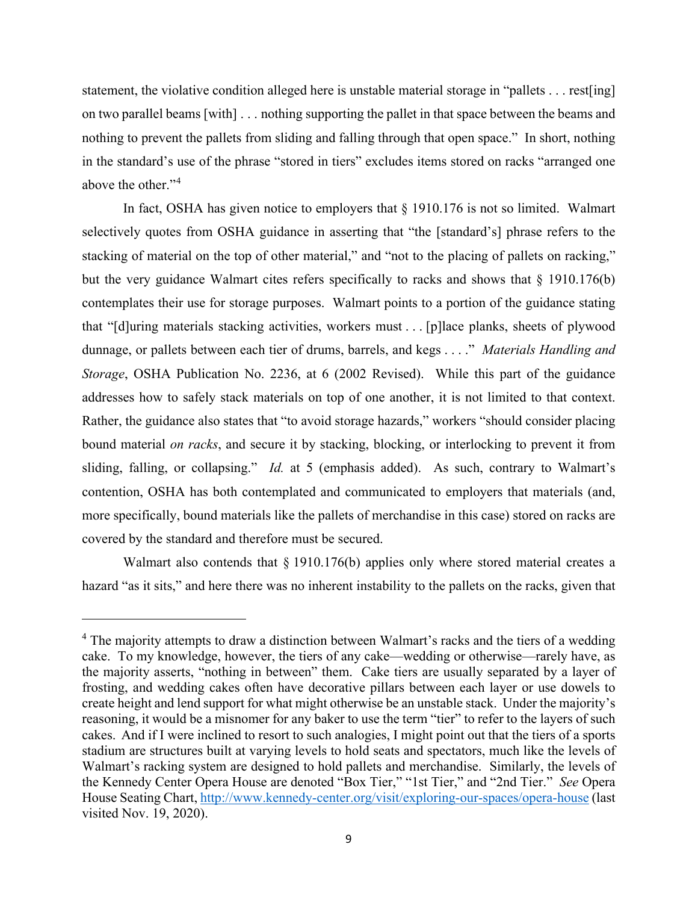statement, the violative condition alleged here is unstable material storage in "pallets . . . rest[ing] on two parallel beams [with] . . . nothing supporting the pallet in that space between the beams and nothing to prevent the pallets from sliding and falling through that open space." In short, nothing in the standard's use of the phrase "stored in tiers" excludes items stored on racks "arranged one above the other."[4]

In fact, OSHA has given notice to employers that § 1910.176 is not so limited. Walmart selectively quotes from OSHA guidance in asserting that "the [standard's] phrase refers to the stacking of material on the top of other material," and "not to the placing of pallets on racking," but the very guidance Walmart cites refers specifically to racks and shows that § 1910.176(b) contemplates their use for storage purposes. Walmart points to a portion of the guidance stating that "[d]uring materials stacking activities, workers must . . . [p]lace planks, sheets of plywood dunnage, or pallets between each tier of drums, barrels, and kegs . . . ." *Materials Handling and Storage*, OSHA Publication No. 2236, at 6 (2002 Revised). While this part of the guidance addresses how to safely stack materials on top of one another, it is not limited to that context. Rather, the guidance also states that "to avoid storage hazards," workers "should consider placing bound material *on racks*, and secure it by stacking, blocking, or interlocking to prevent it from sliding, falling, or collapsing." *Id.* at 5 (emphasis added). As such, contrary to Walmart's contention, OSHA has both contemplated and communicated to employers that materials (and, more specifically, bound materials like the pallets of merchandise in this case) stored on racks are covered by the standard and therefore must be secured.

Walmart also contends that § 1910.176(b) applies only where stored material creates a hazard "as it sits," and here there was no inherent instability to the pallets on the racks, given that

---

[4] The majority attempts to draw a distinction between Walmart's racks and the tiers of a wedding cake. To my knowledge, however, the tiers of any cake—wedding or otherwise—rarely have, as the majority asserts, "nothing in between" them. Cake tiers are usually separated by a layer of frosting, and wedding cakes often have decorative pillars between each layer or use dowels to create height and lend support for what might otherwise be an unstable stack. Under the majority's reasoning, it would be a misnomer for any baker to use the term "tier" to refer to the layers of such cakes. And if I were inclined to resort to such analogies, I might point out that the tiers of a sports stadium are structures built at varying levels to hold seats and spectators, much like the levels of Walmart's racking system are designed to hold pallets and merchandise. Similarly, the levels of the Kennedy Center Opera House are denoted "Box Tier," "1st Tier," and "2nd Tier." *See* Opera House Seating Chart, http://www.kennedy-center.org/visit/exploring-our-spaces/opera-house (last visited Nov. 19, 2020).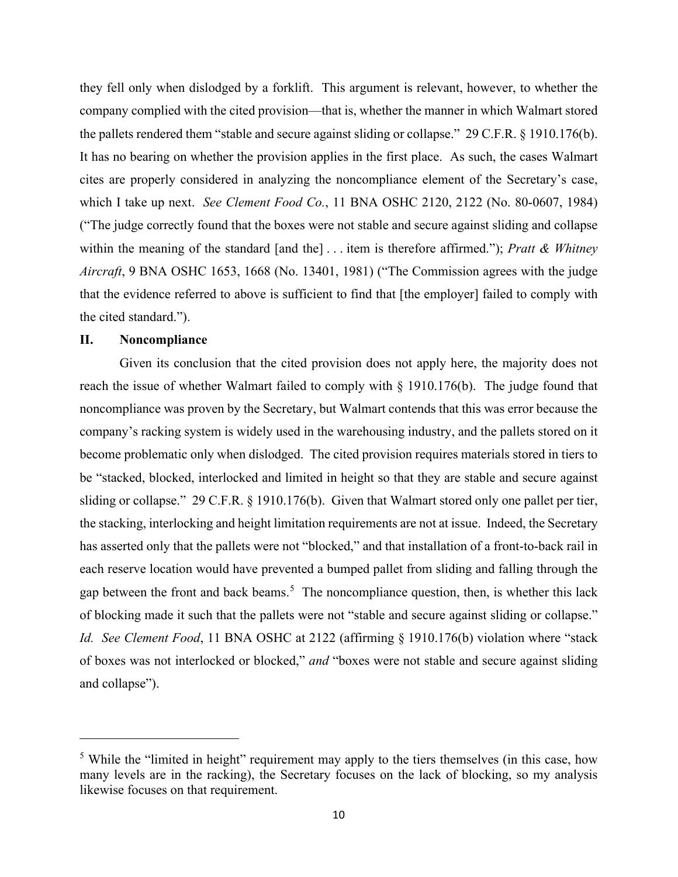they fell only when dislodged by a forklift. This argument is relevant, however, to whether the company complied with the cited provision—that is, whether the manner in which Walmart stored the pallets rendered them "stable and secure against sliding or collapse." 29 C.F.R. § 1910.176(b). It has no bearing on whether the provision applies in the first place. As such, the cases Walmart cites are properly considered in analyzing the noncompliance element of the Secretary's case, which I take up next. *See Clement Food Co.*, 11 BNA OSHC 2120, 2122 (No. 80-0607, 1984) ("The judge correctly found that the boxes were not stable and secure against sliding and collapse within the meaning of the standard [and the] . . . item is therefore affirmed."); *Pratt & Whitney Aircraft*, 9 BNA OSHC 1653, 1668 (No. 13401, 1981) ("The Commission agrees with the judge that the evidence referred to above is sufficient to find that [the employer] failed to comply with the cited standard.").

## II. Noncompliance

Given its conclusion that the cited provision does not apply here, the majority does not reach the issue of whether Walmart failed to comply with § 1910.176(b). The judge found that noncompliance was proven by the Secretary, but Walmart contends that this was error because the company's racking system is widely used in the warehousing industry, and the pallets stored on it become problematic only when dislodged. The cited provision requires materials stored in tiers to be "stacked, blocked, interlocked and limited in height so that they are stable and secure against sliding or collapse." 29 C.F.R. § 1910.176(b). Given that Walmart stored only one pallet per tier, the stacking, interlocking and height limitation requirements are not at issue. Indeed, the Secretary has asserted only that the pallets were not "blocked," and that installation of a front-to-back rail in each reserve location would have prevented a bumped pallet from sliding and falling through the gap between the front and back beams.[5] The noncompliance question, then, is whether this lack of blocking made it such that the pallets were not "stable and secure against sliding or collapse." *Id. See Clement Food*, 11 BNA OSHC at 2122 (affirming § 1910.176(b) violation where "stack of boxes was not interlocked or blocked," *and* "boxes were not stable and secure against sliding and collapse").

---

[5] While the "limited in height" requirement may apply to the tiers themselves (in this case, how many levels are in the racking), the Secretary focuses on the lack of blocking, so my analysis likewise focuses on that requirement.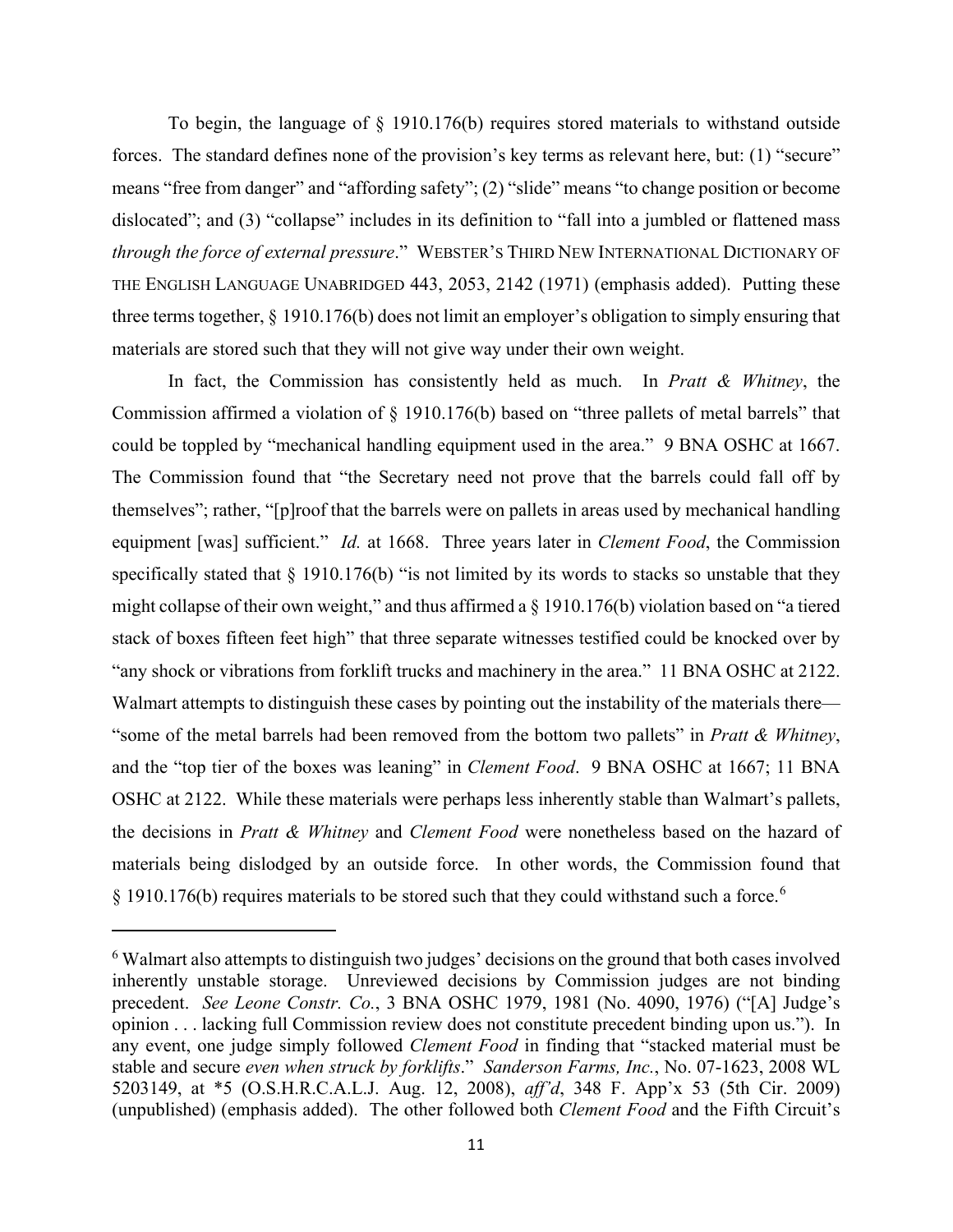To begin, the language of § 1910.176(b) requires stored materials to withstand outside forces. The standard defines none of the provision's key terms as relevant here, but: (1) "secure" means "free from danger" and "affording safety"; (2) "slide" means "to change position or become dislocated"; and (3) "collapse" includes in its definition to "fall into a jumbled or flattened mass *through the force of external pressure*." WEBSTER'S THIRD NEW INTERNATIONAL DICTIONARY OF THE ENGLISH LANGUAGE UNABRIDGED 443, 2053, 2142 (1971) (emphasis added). Putting these three terms together, § 1910.176(b) does not limit an employer's obligation to simply ensuring that materials are stored such that they will not give way under their own weight.

In fact, the Commission has consistently held as much. In *Pratt & Whitney*, the Commission affirmed a violation of § 1910.176(b) based on "three pallets of metal barrels" that could be toppled by "mechanical handling equipment used in the area." 9 BNA OSHC at 1667. The Commission found that "the Secretary need not prove that the barrels could fall off by themselves"; rather, "[p]roof that the barrels were on pallets in areas used by mechanical handling equipment [was] sufficient." *Id.* at 1668. Three years later in *Clement Food*, the Commission specifically stated that § 1910.176(b) "is not limited by its words to stacks so unstable that they might collapse of their own weight," and thus affirmed a § 1910.176(b) violation based on "a tiered stack of boxes fifteen feet high" that three separate witnesses testified could be knocked over by "any shock or vibrations from forklift trucks and machinery in the area." 11 BNA OSHC at 2122. Walmart attempts to distinguish these cases by pointing out the instability of the materials there—"some of the metal barrels had been removed from the bottom two pallets" in *Pratt & Whitney*, and the "top tier of the boxes was leaning" in *Clement Food*. 9 BNA OSHC at 1667; 11 BNA OSHC at 2122. While these materials were perhaps less inherently stable than Walmart's pallets, the decisions in *Pratt & Whitney* and *Clement Food* were nonetheless based on the hazard of materials being dislodged by an outside force. In other words, the Commission found that § 1910.176(b) requires materials to be stored such that they could withstand such a force.[6]

---

[6] Walmart also attempts to distinguish two judges' decisions on the ground that both cases involved inherently unstable storage. Unreviewed decisions by Commission judges are not binding precedent. *See Leone Constr. Co.*, 3 BNA OSHC 1979, 1981 (No. 4090, 1976) ("[A] Judge's opinion . . . lacking full Commission review does not constitute precedent binding upon us."). In any event, one judge simply followed *Clement Food* in finding that "stacked material must be stable and secure *even when struck by forklifts*." *Sanderson Farms, Inc.*, No. 07-1623, 2008 WL 5203149, at *5 (O.S.H.R.C.A.L.J. Aug. 12, 2008), *aff'd*, 348 F. App'x 53 (5th Cir. 2009) (unpublished) (emphasis added). The other followed both *Clement Food* and the Fifth Circuit's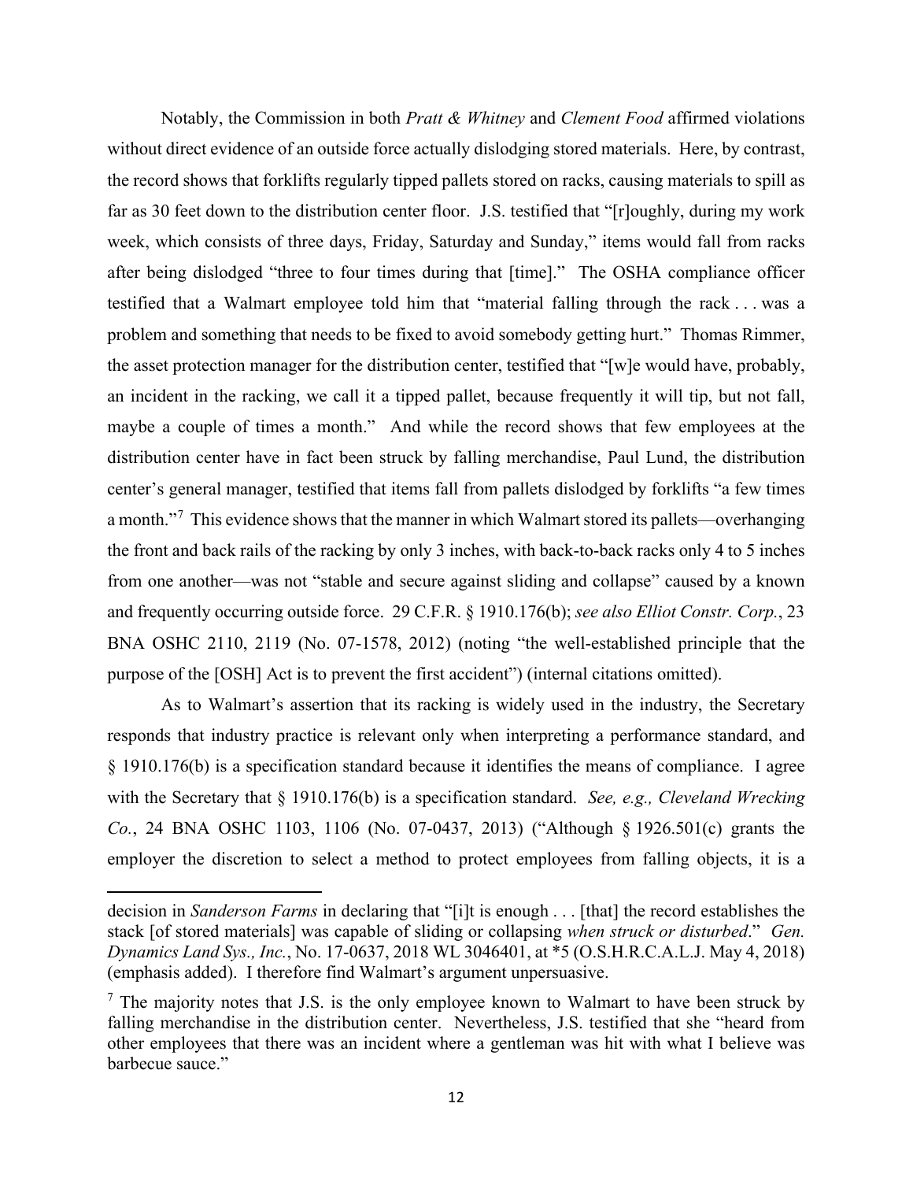Notably, the Commission in both *Pratt & Whitney* and *Clement Food* affirmed violations without direct evidence of an outside force actually dislodging stored materials. Here, by contrast, the record shows that forklifts regularly tipped pallets stored on racks, causing materials to spill as far as 30 feet down to the distribution center floor. J.S. testified that "[r]oughly, during my work week, which consists of three days, Friday, Saturday and Sunday," items would fall from racks after being dislodged "three to four times during that [time]." The OSHA compliance officer testified that a Walmart employee told him that "material falling through the rack . . . was a problem and something that needs to be fixed to avoid somebody getting hurt." Thomas Rimmer, the asset protection manager for the distribution center, testified that "[w]e would have, probably, an incident in the racking, we call it a tipped pallet, because frequently it will tip, but not fall, maybe a couple of times a month." And while the record shows that few employees at the distribution center have in fact been struck by falling merchandise, Paul Lund, the distribution center's general manager, testified that items fall from pallets dislodged by forklifts "a few times a month."[7] This evidence shows that the manner in which Walmart stored its pallets—overhanging the front and back rails of the racking by only 3 inches, with back-to-back racks only 4 to 5 inches from one another—was not "stable and secure against sliding and collapse" caused by a known and frequently occurring outside force. 29 C.F.R. § 1910.176(b); *see also Elliot Constr. Corp.*, 23 BNA OSHC 2110, 2119 (No. 07-1578, 2012) (noting "the well-established principle that the purpose of the [OSH] Act is to prevent the first accident") (internal citations omitted).

As to Walmart's assertion that its racking is widely used in the industry, the Secretary responds that industry practice is relevant only when interpreting a performance standard, and § 1910.176(b) is a specification standard because it identifies the means of compliance. I agree with the Secretary that § 1910.176(b) is a specification standard. *See, e.g., Cleveland Wrecking Co.*, 24 BNA OSHC 1103, 1106 (No. 07-0437, 2013) ("Although § 1926.501(c) grants the employer the discretion to select a method to protect employees from falling objects, it is a

---

decision in *Sanderson Farms* in declaring that "[i]t is enough . . . [that] the record establishes the stack [of stored materials] was capable of sliding or collapsing *when struck or disturbed*." *Gen. Dynamics Land Sys., Inc.*, No. 17-0637, 2018 WL 3046401, at *5 (O.S.H.R.C.A.L.J. May 4, 2018) (emphasis added). I therefore find Walmart's argument unpersuasive.

[7] The majority notes that J.S. is the only employee known to Walmart to have been struck by falling merchandise in the distribution center. Nevertheless, J.S. testified that she "heard from other employees that there was an incident where a gentleman was hit with what I believe was barbecue sauce."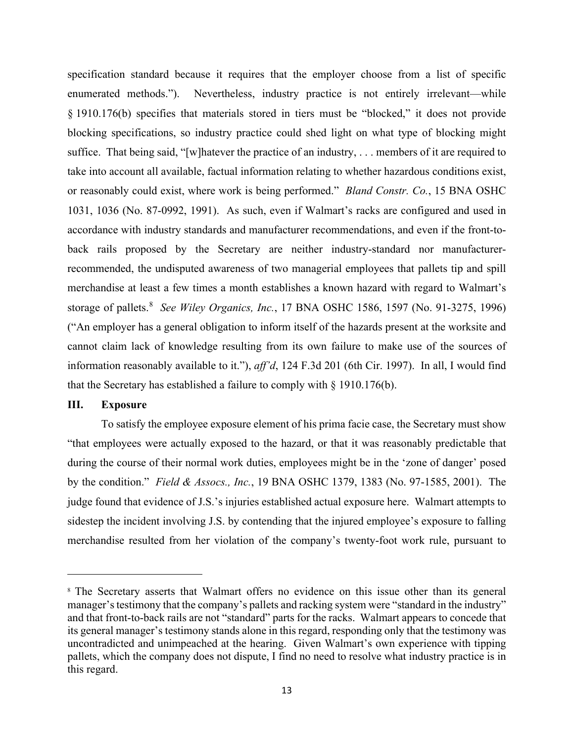specification standard because it requires that the employer choose from a list of specific enumerated methods."). Nevertheless, industry practice is not entirely irrelevant—while § 1910.176(b) specifies that materials stored in tiers must be "blocked," it does not provide blocking specifications, so industry practice could shed light on what type of blocking might suffice. That being said, "[w]hatever the practice of an industry, . . . members of it are required to take into account all available, factual information relating to whether hazardous conditions exist, or reasonably could exist, where work is being performed." *Bland Constr. Co.*, 15 BNA OSHC 1031, 1036 (No. 87-0992, 1991). As such, even if Walmart's racks are configured and used in accordance with industry standards and manufacturer recommendations, and even if the front-to-back rails proposed by the Secretary are neither industry-standard nor manufacturer-recommended, the undisputed awareness of two managerial employees that pallets tip and spill merchandise at least a few times a month establishes a known hazard with regard to Walmart's storage of pallets.[8] *See Wiley Organics, Inc.*, 17 BNA OSHC 1586, 1597 (No. 91-3275, 1996) ("An employer has a general obligation to inform itself of the hazards present at the worksite and cannot claim lack of knowledge resulting from its own failure to make use of the sources of information reasonably available to it."), *aff'd*, 124 F.3d 201 (6th Cir. 1997). In all, I would find that the Secretary has established a failure to comply with § 1910.176(b).

## III. Exposure

To satisfy the employee exposure element of his prima facie case, the Secretary must show "that employees were actually exposed to the hazard, or that it was reasonably predictable that during the course of their normal work duties, employees might be in the 'zone of danger' posed by the condition." *Field & Assocs., Inc.*, 19 BNA OSHC 1379, 1383 (No. 97-1585, 2001). The judge found that evidence of J.S.'s injuries established actual exposure here. Walmart attempts to sidestep the incident involving J.S. by contending that the injured employee's exposure to falling merchandise resulted from her violation of the company's twenty-foot work rule, pursuant to

---

[8] The Secretary asserts that Walmart offers no evidence on this issue other than its general manager's testimony that the company's pallets and racking system were "standard in the industry" and that front-to-back rails are not "standard" parts for the racks. Walmart appears to concede that its general manager's testimony stands alone in this regard, responding only that the testimony was uncontradicted and unimpeached at the hearing. Given Walmart's own experience with tipping pallets, which the company does not dispute, I find no need to resolve what industry practice is in this regard.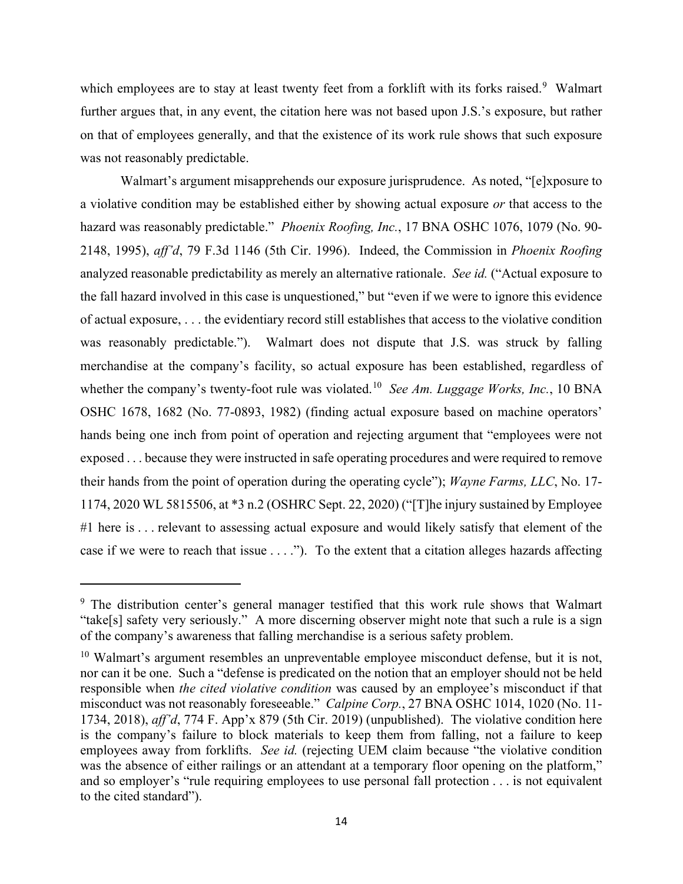which employees are to stay at least twenty feet from a forklift with its forks raised.[9] Walmart further argues that, in any event, the citation here was not based upon J.S.'s exposure, but rather on that of employees generally, and that the existence of its work rule shows that such exposure was not reasonably predictable.

Walmart's argument misapprehends our exposure jurisprudence. As noted, "[e]xposure to a violative condition may be established either by showing actual exposure *or* that access to the hazard was reasonably predictable." *Phoenix Roofing, Inc.*, 17 BNA OSHC 1076, 1079 (No. 90-2148, 1995), *aff'd*, 79 F.3d 1146 (5th Cir. 1996). Indeed, the Commission in *Phoenix Roofing* analyzed reasonable predictability as merely an alternative rationale. *See id.* ("Actual exposure to the fall hazard involved in this case is unquestioned," but "even if we were to ignore this evidence of actual exposure, . . . the evidentiary record still establishes that access to the violative condition was reasonably predictable."). Walmart does not dispute that J.S. was struck by falling merchandise at the company's facility, so actual exposure has been established, regardless of whether the company's twenty-foot rule was violated.[10] *See Am. Luggage Works, Inc.*, 10 BNA OSHC 1678, 1682 (No. 77-0893, 1982) (finding actual exposure based on machine operators' hands being one inch from point of operation and rejecting argument that "employees were not exposed . . . because they were instructed in safe operating procedures and were required to remove their hands from the point of operation during the operating cycle"); *Wayne Farms, LLC*, No. 17-1174, 2020 WL 5815506, at *3 n.2 (OSHRC Sept. 22, 2020) ("[T]he injury sustained by Employee #1 here is . . . relevant to assessing actual exposure and would likely satisfy that element of the case if we were to reach that issue . . . ."). To the extent that a citation alleges hazards affecting

---

[9] The distribution center's general manager testified that this work rule shows that Walmart "take[s] safety very seriously." A more discerning observer might note that such a rule is a sign of the company's awareness that falling merchandise is a serious safety problem.

[10] Walmart's argument resembles an unpreventable employee misconduct defense, but it is not, nor can it be one. Such a "defense is predicated on the notion that an employer should not be held responsible when *the cited violative condition* was caused by an employee's misconduct if that misconduct was not reasonably foreseeable." *Calpine Corp.*, 27 BNA OSHC 1014, 1020 (No. 11-1734, 2018), *aff'd*, 774 F. App'x 879 (5th Cir. 2019) (unpublished). The violative condition here is the company's failure to block materials to keep them from falling, not a failure to keep employees away from forklifts. *See id.* (rejecting UEM claim because "the violative condition was the absence of either railings or an attendant at a temporary floor opening on the platform," and so employer's "rule requiring employees to use personal fall protection . . . is not equivalent to the cited standard").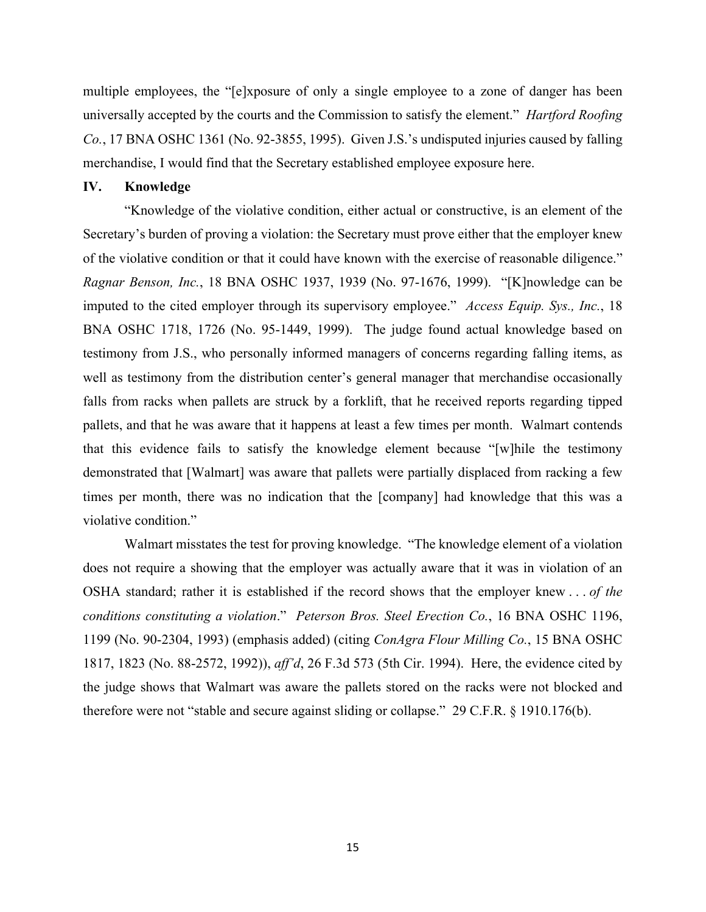multiple employees, the "[e]xposure of only a single employee to a zone of danger has been universally accepted by the courts and the Commission to satisfy the element." *Hartford Roofing Co.*, 17 BNA OSHC 1361 (No. 92-3855, 1995). Given J.S.'s undisputed injuries caused by falling merchandise, I would find that the Secretary established employee exposure here.

## IV. Knowledge

"Knowledge of the violative condition, either actual or constructive, is an element of the Secretary's burden of proving a violation: the Secretary must prove either that the employer knew of the violative condition or that it could have known with the exercise of reasonable diligence." *Ragnar Benson, Inc.*, 18 BNA OSHC 1937, 1939 (No. 97-1676, 1999). "[K]nowledge can be imputed to the cited employer through its supervisory employee." *Access Equip. Sys., Inc.*, 18 BNA OSHC 1718, 1726 (No. 95-1449, 1999). The judge found actual knowledge based on testimony from J.S., who personally informed managers of concerns regarding falling items, as well as testimony from the distribution center's general manager that merchandise occasionally falls from racks when pallets are struck by a forklift, that he received reports regarding tipped pallets, and that he was aware that it happens at least a few times per month. Walmart contends that this evidence fails to satisfy the knowledge element because "[w]hile the testimony demonstrated that [Walmart] was aware that pallets were partially displaced from racking a few times per month, there was no indication that the [company] had knowledge that this was a violative condition."

Walmart misstates the test for proving knowledge. "The knowledge element of a violation does not require a showing that the employer was actually aware that it was in violation of an OSHA standard; rather it is established if the record shows that the employer knew . . . *of the conditions constituting a violation*." *Peterson Bros. Steel Erection Co.*, 16 BNA OSHC 1196, 1199 (No. 90-2304, 1993) (emphasis added) (citing *ConAgra Flour Milling Co.*, 15 BNA OSHC 1817, 1823 (No. 88-2572, 1992)), *aff'd*, 26 F.3d 573 (5th Cir. 1994). Here, the evidence cited by the judge shows that Walmart was aware the pallets stored on the racks were not blocked and therefore were not "stable and secure against sliding or collapse." 29 C.F.R. § 1910.176(b).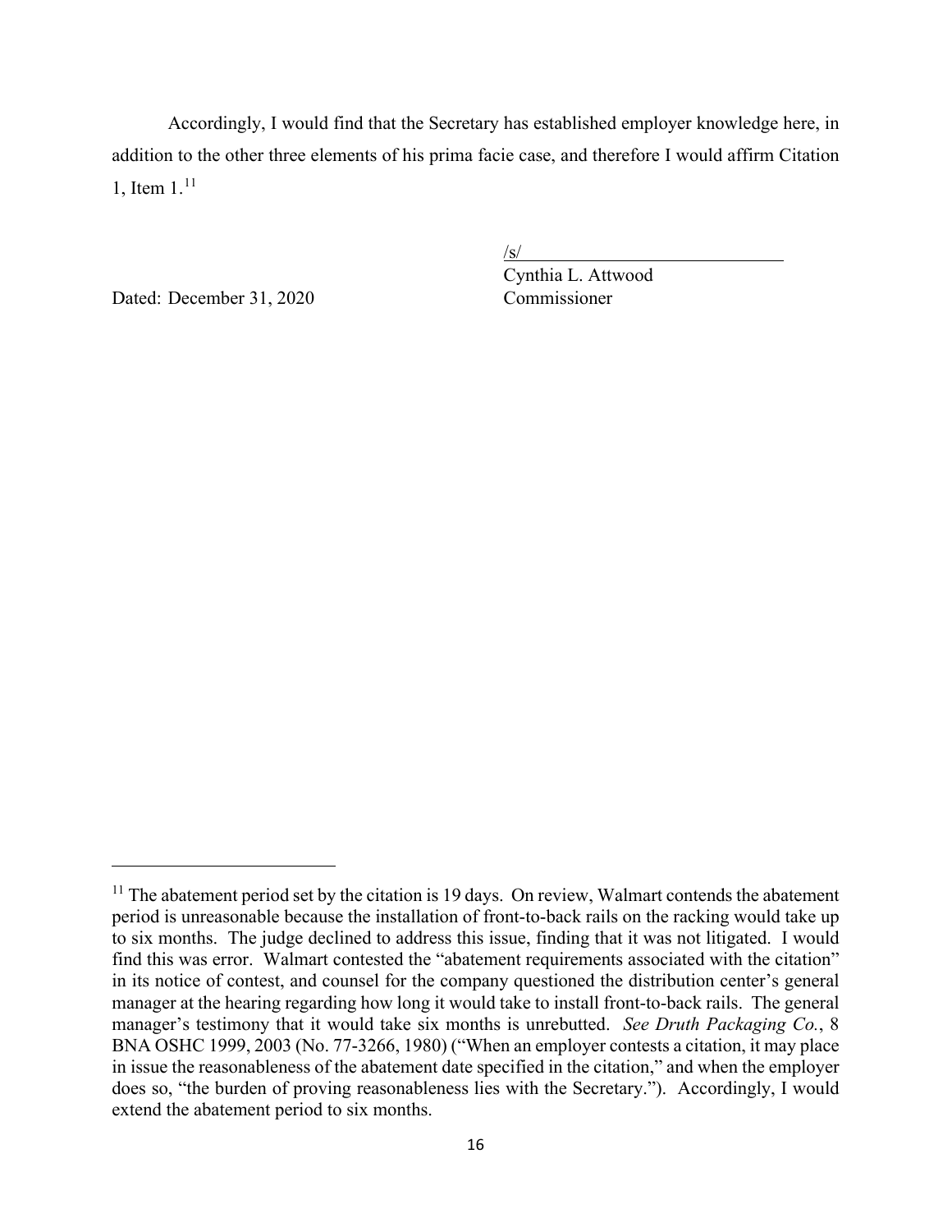Accordingly, I would find that the Secretary has established employer knowledge here, in addition to the other three elements of his prima facie case, and therefore I would affirm Citation 1, Item 1.[11]

/s/
Cynthia L. Attwood
Commissioner

Dated: December 31, 2020

---

[11] The abatement period set by the citation is 19 days. On review, Walmart contends the abatement period is unreasonable because the installation of front-to-back rails on the racking would take up to six months. The judge declined to address this issue, finding that it was not litigated. I would find this was error. Walmart contested the "abatement requirements associated with the citation" in its notice of contest, and counsel for the company questioned the distribution center's general manager at the hearing regarding how long it would take to install front-to-back rails. The general manager's testimony that it would take six months is unrebutted. *See Druth Packaging Co.*, 8 BNA OSHC 1999, 2003 (No. 77-3266, 1980) ("When an employer contests a citation, it may place in issue the reasonableness of the abatement date specified in the citation," and when the employer does so, "the burden of proving reasonableness lies with the Secretary."). Accordingly, I would extend the abatement period to six months.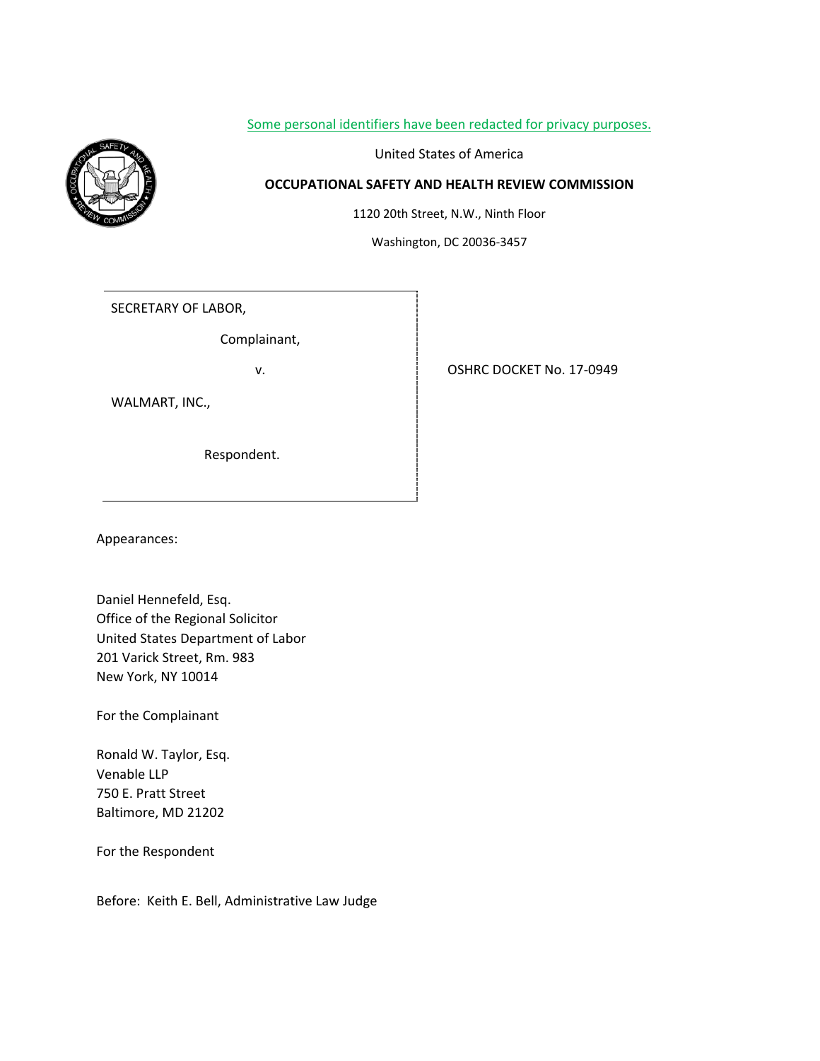Some personal identifiers have been redacted for privacy purposes.

United States of America

**OCCUPATIONAL SAFETY AND HEALTH REVIEW COMMISSION**

1120 20th Street, N.W., Ninth Floor

Washington, DC 20036-3457

| | |
|---|---|
| SECRETARY OF LABOR,<br><br>Complainant,<br><br>v.<br><br>WALMART, INC.,<br><br>Respondent. | OSHRC DOCKET No. 17-0949 |

Appearances:

Daniel Hennefeld, Esq.
Office of the Regional Solicitor
United States Department of Labor
201 Varick Street, Rm. 983
New York, NY 10014

For the Complainant

Ronald W. Taylor, Esq.
Venable LLP
750 E. Pratt Street
Baltimore, MD 21202

For the Respondent

Before: Keith E. Bell, Administrative Law Judge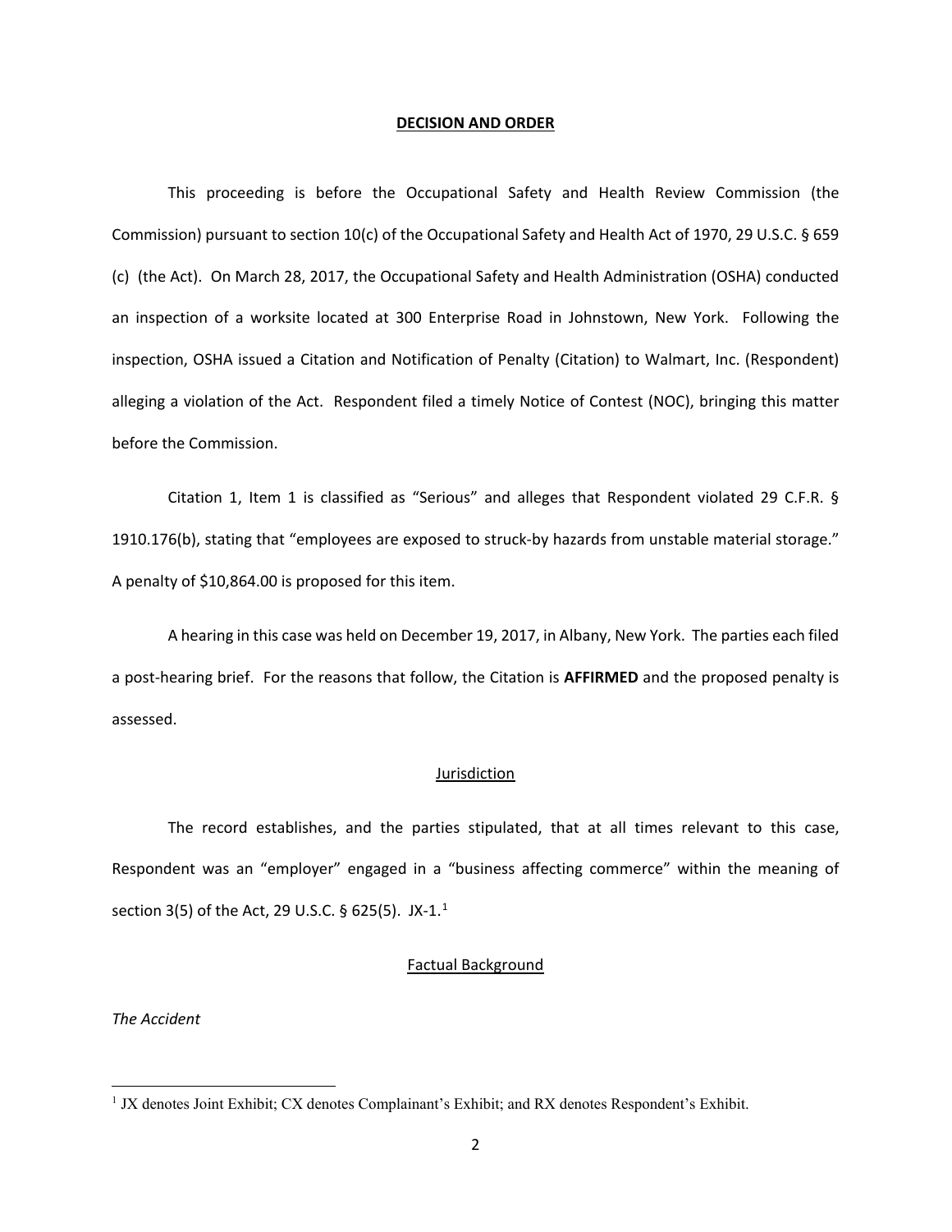**DECISION AND ORDER**

This proceeding is before the Occupational Safety and Health Review Commission (the Commission) pursuant to section 10(c) of the Occupational Safety and Health Act of 1970, 29 U.S.C. § 659 (c) (the Act). On March 28, 2017, the Occupational Safety and Health Administration (OSHA) conducted an inspection of a worksite located at 300 Enterprise Road in Johnstown, New York. Following the inspection, OSHA issued a Citation and Notification of Penalty (Citation) to Walmart, Inc. (Respondent) alleging a violation of the Act. Respondent filed a timely Notice of Contest (NOC), bringing this matter before the Commission.

Citation 1, Item 1 is classified as "Serious" and alleges that Respondent violated 29 C.F.R. § 1910.176(b), stating that "employees are exposed to struck-by hazards from unstable material storage." A penalty of $10,864.00 is proposed for this item.

A hearing in this case was held on December 19, 2017, in Albany, New York. The parties each filed a post-hearing brief. For the reasons that follow, the Citation is **AFFIRMED** and the proposed penalty is assessed.

## Jurisdiction

The record establishes, and the parties stipulated, that at all times relevant to this case, Respondent was an "employer" engaged in a "business affecting commerce" within the meaning of section 3(5) of the Act, 29 U.S.C. § 625(5). JX-1.[1]

## Factual Background

*The Accident*

[1] JX denotes Joint Exhibit; CX denotes Complainant's Exhibit; and RX denotes Respondent's Exhibit.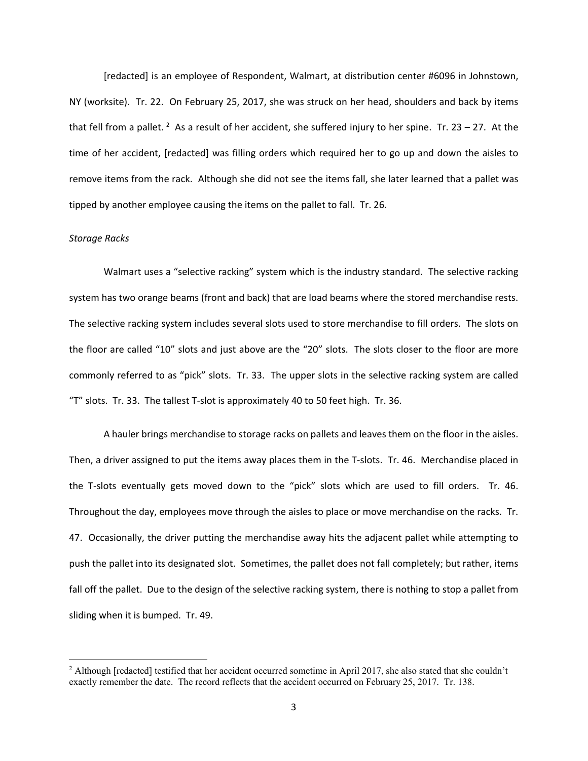[redacted] is an employee of Respondent, Walmart, at distribution center #6096 in Johnstown, NY (worksite). Tr. 22. On February 25, 2017, she was struck on her head, shoulders and back by items that fell from a pallet. [2] As a result of her accident, she suffered injury to her spine. Tr. 23 – 27. At the time of her accident, [redacted] was filling orders which required her to go up and down the aisles to remove items from the rack. Although she did not see the items fall, she later learned that a pallet was tipped by another employee causing the items on the pallet to fall. Tr. 26.

*Storage Racks*

Walmart uses a "selective racking" system which is the industry standard. The selective racking system has two orange beams (front and back) that are load beams where the stored merchandise rests. The selective racking system includes several slots used to store merchandise to fill orders. The slots on the floor are called "10" slots and just above are the "20" slots. The slots closer to the floor are more commonly referred to as "pick" slots. Tr. 33. The upper slots in the selective racking system are called "T" slots. Tr. 33. The tallest T-slot is approximately 40 to 50 feet high. Tr. 36.

A hauler brings merchandise to storage racks on pallets and leaves them on the floor in the aisles. Then, a driver assigned to put the items away places them in the T-slots. Tr. 46. Merchandise placed in the T-slots eventually gets moved down to the "pick" slots which are used to fill orders. Tr. 46. Throughout the day, employees move through the aisles to place or move merchandise on the racks. Tr. 47. Occasionally, the driver putting the merchandise away hits the adjacent pallet while attempting to push the pallet into its designated slot. Sometimes, the pallet does not fall completely; but rather, items fall off the pallet. Due to the design of the selective racking system, there is nothing to stop a pallet from sliding when it is bumped. Tr. 49.

[2] Although [redacted] testified that her accident occurred sometime in April 2017, she also stated that she couldn't exactly remember the date. The record reflects that the accident occurred on February 25, 2017. Tr. 138.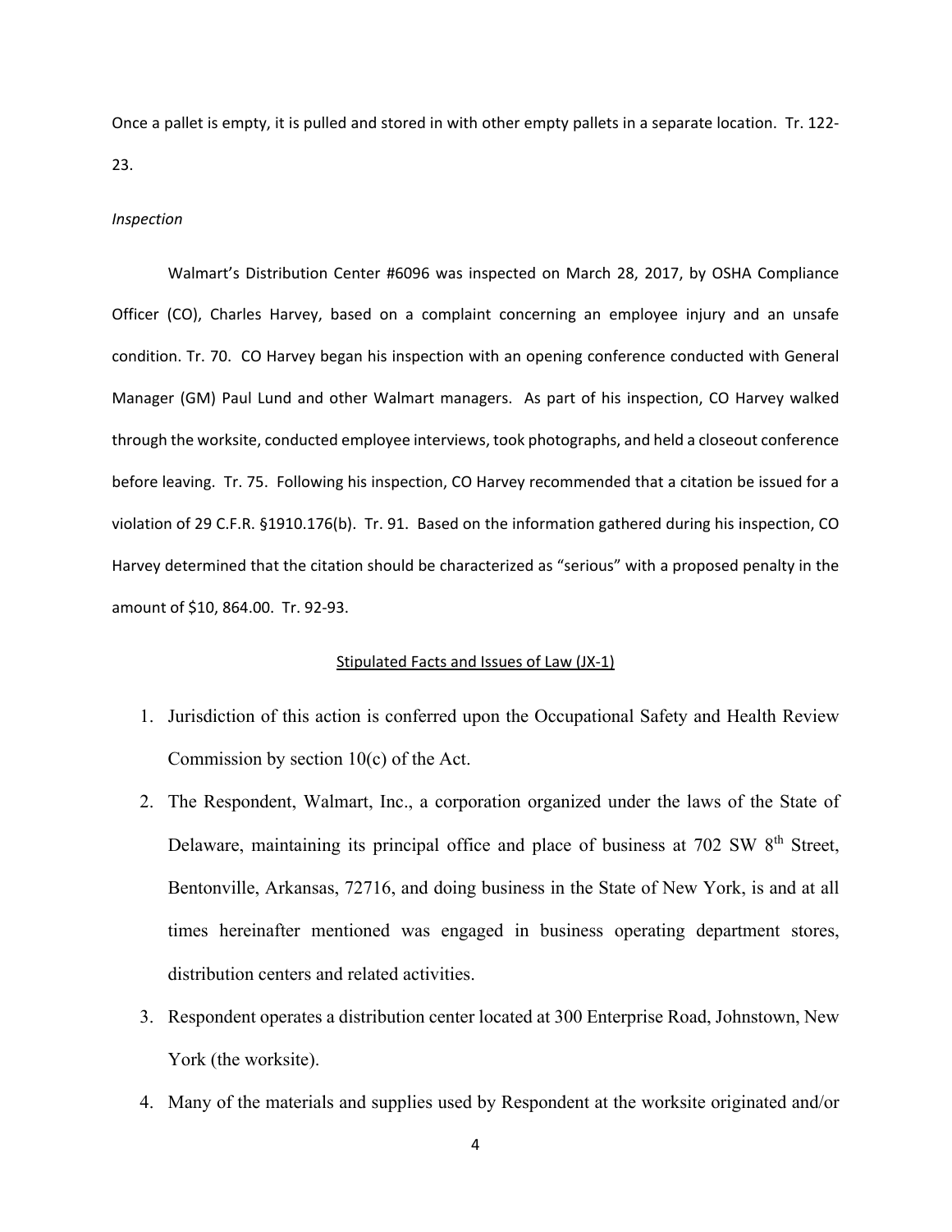Once a pallet is empty, it is pulled and stored in with other empty pallets in a separate location. Tr. 122-23.

*Inspection*

Walmart's Distribution Center #6096 was inspected on March 28, 2017, by OSHA Compliance Officer (CO), Charles Harvey, based on a complaint concerning an employee injury and an unsafe condition. Tr. 70. CO Harvey began his inspection with an opening conference conducted with General Manager (GM) Paul Lund and other Walmart managers. As part of his inspection, CO Harvey walked through the worksite, conducted employee interviews, took photographs, and held a closeout conference before leaving. Tr. 75. Following his inspection, CO Harvey recommended that a citation be issued for a violation of 29 C.F.R. §1910.176(b). Tr. 91. Based on the information gathered during his inspection, CO Harvey determined that the citation should be characterized as "serious" with a proposed penalty in the amount of $10, 864.00. Tr. 92-93.

<u>Stipulated Facts and Issues of Law (JX-1)</u>

1. Jurisdiction of this action is conferred upon the Occupational Safety and Health Review Commission by section 10(c) of the Act.
2. The Respondent, Walmart, Inc., a corporation organized under the laws of the State of Delaware, maintaining its principal office and place of business at 702 SW 8th Street, Bentonville, Arkansas, 72716, and doing business in the State of New York, is and at all times hereinafter mentioned was engaged in business operating department stores, distribution centers and related activities.
3. Respondent operates a distribution center located at 300 Enterprise Road, Johnstown, New York (the worksite).
4. Many of the materials and supplies used by Respondent at the worksite originated and/or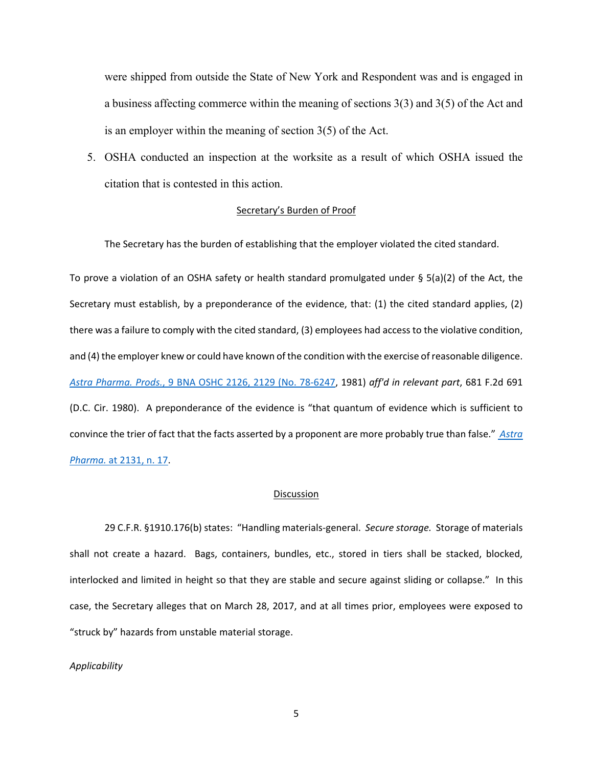were shipped from outside the State of New York and Respondent was and is engaged in a business affecting commerce within the meaning of sections 3(3) and 3(5) of the Act and is an employer within the meaning of section 3(5) of the Act.

5. OSHA conducted an inspection at the worksite as a result of which OSHA issued the citation that is contested in this action.

## Secretary's Burden of Proof

The Secretary has the burden of establishing that the employer violated the cited standard.

To prove a violation of an OSHA safety or health standard promulgated under § 5(a)(2) of the Act, the Secretary must establish, by a preponderance of the evidence, that: (1) the cited standard applies, (2) there was a failure to comply with the cited standard, (3) employees had access to the violative condition, and (4) the employer knew or could have known of the condition with the exercise of reasonable diligence. *Astra Pharma. Prods.*, 9 BNA OSHC 2126, 2129 (No. 78-6247, 1981) *aff'd in relevant part*, 681 F.2d 691 (D.C. Cir. 1980). A preponderance of the evidence is "that quantum of evidence which is sufficient to convince the trier of fact that the facts asserted by a proponent are more probably true than false." *Astra Pharma.* at 2131, n. 17.

## Discussion

29 C.F.R. §1910.176(b) states: "Handling materials-general. *Secure storage*. Storage of materials shall not create a hazard. Bags, containers, bundles, etc., stored in tiers shall be stacked, blocked, interlocked and limited in height so that they are stable and secure against sliding or collapse." In this case, the Secretary alleges that on March 28, 2017, and at all times prior, employees were exposed to "struck by" hazards from unstable material storage.

*Applicability*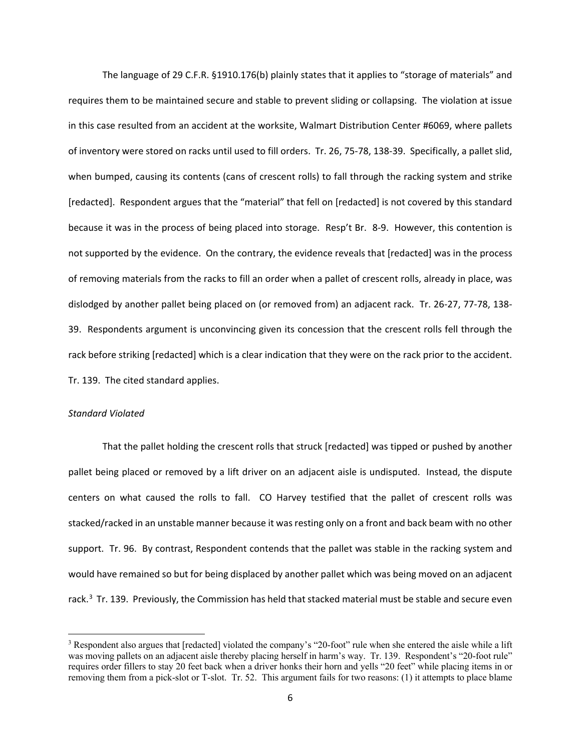The language of 29 C.F.R. §1910.176(b) plainly states that it applies to "storage of materials" and requires them to be maintained secure and stable to prevent sliding or collapsing. The violation at issue in this case resulted from an accident at the worksite, Walmart Distribution Center #6069, where pallets of inventory were stored on racks until used to fill orders. Tr. 26, 75-78, 138-39. Specifically, a pallet slid, when bumped, causing its contents (cans of crescent rolls) to fall through the racking system and strike [redacted]. Respondent argues that the "material" that fell on [redacted] is not covered by this standard because it was in the process of being placed into storage. Resp't Br. 8-9. However, this contention is not supported by the evidence. On the contrary, the evidence reveals that [redacted] was in the process of removing materials from the racks to fill an order when a pallet of crescent rolls, already in place, was dislodged by another pallet being placed on (or removed from) an adjacent rack. Tr. 26-27, 77-78, 138-39. Respondents argument is unconvincing given its concession that the crescent rolls fell through the rack before striking [redacted] which is a clear indication that they were on the rack prior to the accident. Tr. 139. The cited standard applies.

*Standard Violated*

That the pallet holding the crescent rolls that struck [redacted] was tipped or pushed by another pallet being placed or removed by a lift driver on an adjacent aisle is undisputed. Instead, the dispute centers on what caused the rolls to fall. CO Harvey testified that the pallet of crescent rolls was stacked/racked in an unstable manner because it was resting only on a front and back beam with no other support. Tr. 96. By contrast, Respondent contends that the pallet was stable in the racking system and would have remained so but for being displaced by another pallet which was being moved on an adjacent rack.[3] Tr. 139. Previously, the Commission has held that stacked material must be stable and secure even

[3] Respondent also argues that [redacted] violated the company's "20-foot" rule when she entered the aisle while a lift was moving pallets on an adjacent aisle thereby placing herself in harm's way. Tr. 139. Respondent's "20-foot rule" requires order fillers to stay 20 feet back when a driver honks their horn and yells "20 feet" while placing items in or removing them from a pick-slot or T-slot. Tr. 52. This argument fails for two reasons: (1) it attempts to place blame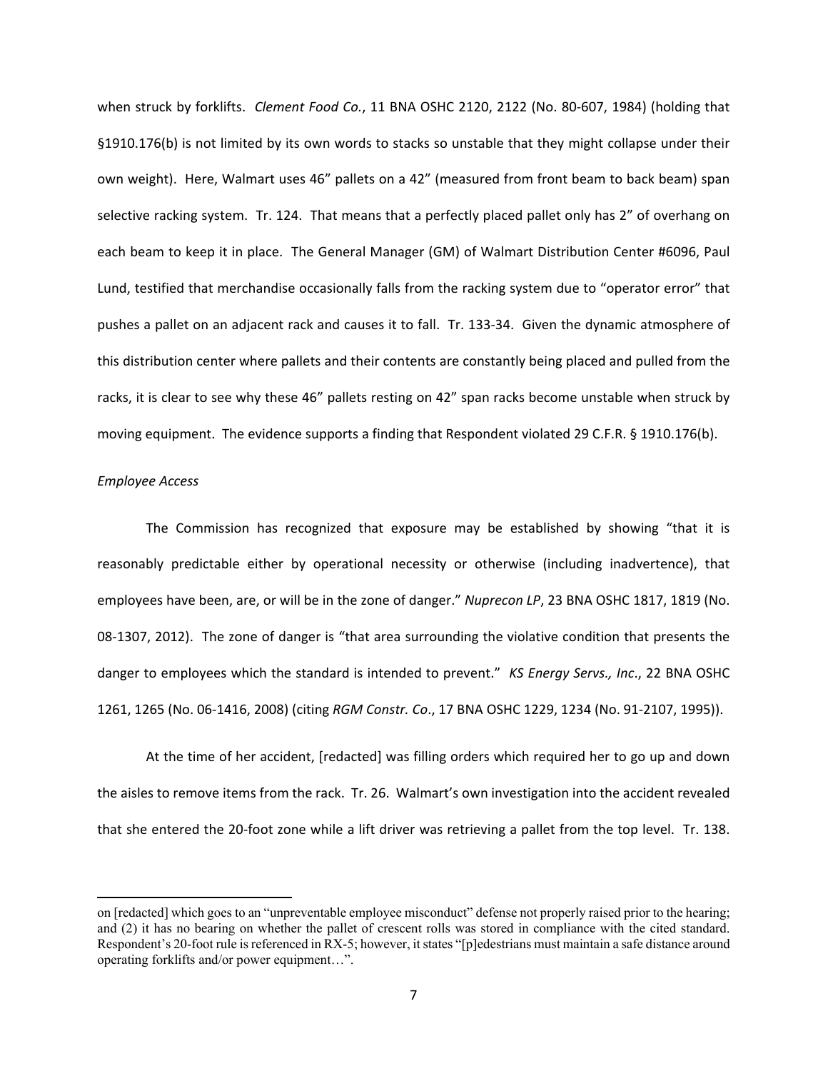when struck by forklifts. *Clement Food Co.*, 11 BNA OSHC 2120, 2122 (No. 80-607, 1984) (holding that §1910.176(b) is not limited by its own words to stacks so unstable that they might collapse under their own weight). Here, Walmart uses 46" pallets on a 42" (measured from front beam to back beam) span selective racking system. Tr. 124. That means that a perfectly placed pallet only has 2" of overhang on each beam to keep it in place. The General Manager (GM) of Walmart Distribution Center #6096, Paul Lund, testified that merchandise occasionally falls from the racking system due to "operator error" that pushes a pallet on an adjacent rack and causes it to fall. Tr. 133-34. Given the dynamic atmosphere of this distribution center where pallets and their contents are constantly being placed and pulled from the racks, it is clear to see why these 46" pallets resting on 42" span racks become unstable when struck by moving equipment. The evidence supports a finding that Respondent violated 29 C.F.R. § 1910.176(b).

*Employee Access*

The Commission has recognized that exposure may be established by showing "that it is reasonably predictable either by operational necessity or otherwise (including inadvertence), that employees have been, are, or will be in the zone of danger." *Nuprecon LP*, 23 BNA OSHC 1817, 1819 (No. 08-1307, 2012). The zone of danger is "that area surrounding the violative condition that presents the danger to employees which the standard is intended to prevent." *KS Energy Servs., Inc*., 22 BNA OSHC 1261, 1265 (No. 06-1416, 2008) (citing *RGM Constr. Co*., 17 BNA OSHC 1229, 1234 (No. 91-2107, 1995)).

At the time of her accident, [redacted] was filling orders which required her to go up and down the aisles to remove items from the rack. Tr. 26. Walmart's own investigation into the accident revealed that she entered the 20-foot zone while a lift driver was retrieving a pallet from the top level. Tr. 138.

---

on [redacted] which goes to an "unpreventable employee misconduct" defense not properly raised prior to the hearing; and (2) it has no bearing on whether the pallet of crescent rolls was stored in compliance with the cited standard. Respondent's 20-foot rule is referenced in RX-5; however, it states "[p]edestrians must maintain a safe distance around operating forklifts and/or power equipment…".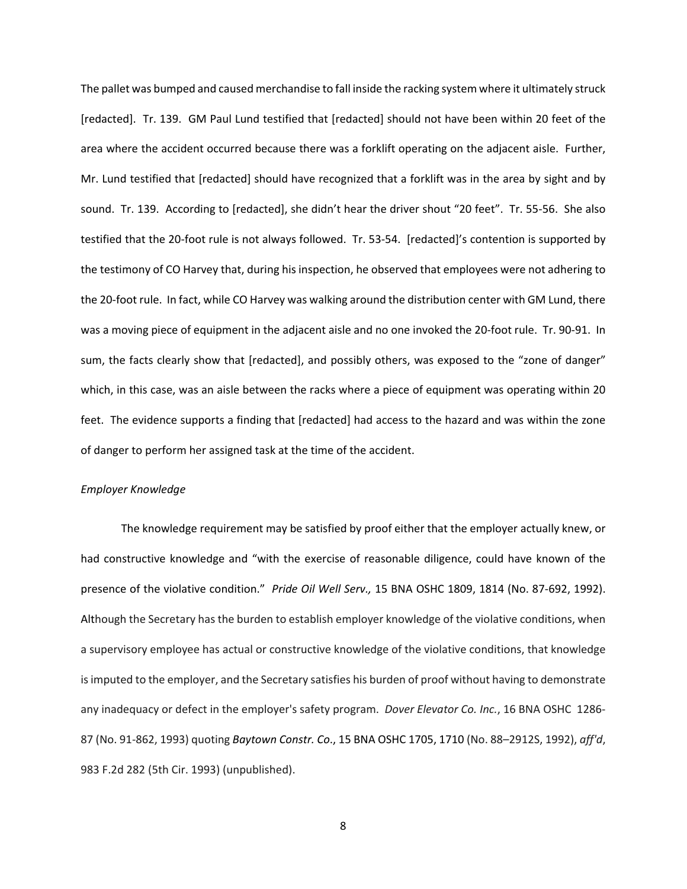The pallet was bumped and caused merchandise to fall inside the racking system where it ultimately struck [redacted]. Tr. 139. GM Paul Lund testified that [redacted] should not have been within 20 feet of the area where the accident occurred because there was a forklift operating on the adjacent aisle. Further, Mr. Lund testified that [redacted] should have recognized that a forklift was in the area by sight and by sound. Tr. 139. According to [redacted], she didn't hear the driver shout "20 feet". Tr. 55-56. She also testified that the 20-foot rule is not always followed. Tr. 53-54. [redacted]'s contention is supported by the testimony of CO Harvey that, during his inspection, he observed that employees were not adhering to the 20-foot rule. In fact, while CO Harvey was walking around the distribution center with GM Lund, there was a moving piece of equipment in the adjacent aisle and no one invoked the 20-foot rule. Tr. 90-91. In sum, the facts clearly show that [redacted], and possibly others, was exposed to the "zone of danger" which, in this case, was an aisle between the racks where a piece of equipment was operating within 20 feet. The evidence supports a finding that [redacted] had access to the hazard and was within the zone of danger to perform her assigned task at the time of the accident.

*Employer Knowledge*

The knowledge requirement may be satisfied by proof either that the employer actually knew, or had constructive knowledge and "with the exercise of reasonable diligence, could have known of the presence of the violative condition." *Pride Oil Well Serv.,* 15 BNA OSHC 1809, 1814 (No. 87-692, 1992). Although the Secretary has the burden to establish employer knowledge of the violative conditions, when a supervisory employee has actual or constructive knowledge of the violative conditions, that knowledge is imputed to the employer, and the Secretary satisfies his burden of proof without having to demonstrate any inadequacy or defect in the employer's safety program. *Dover Elevator Co. Inc.*, 16 BNA OSHC 1286-87 (No. 91-862, 1993) quoting *Baytown Constr. Co*., 15 BNA OSHC 1705, 1710 (No. 88–2912S, 1992), *aff'd*, 983 F.2d 282 (5th Cir. 1993) (unpublished).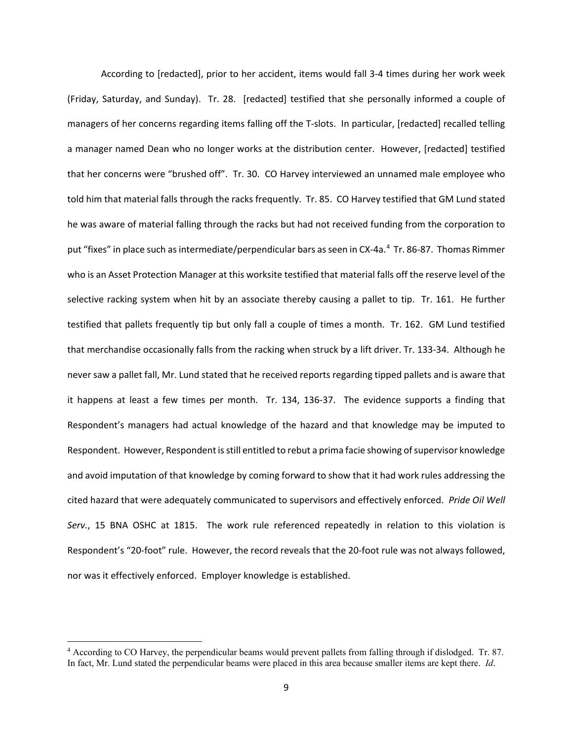According to [redacted], prior to her accident, items would fall 3-4 times during her work week (Friday, Saturday, and Sunday). Tr. 28. [redacted] testified that she personally informed a couple of managers of her concerns regarding items falling off the T-slots. In particular, [redacted] recalled telling a manager named Dean who no longer works at the distribution center. However, [redacted] testified that her concerns were "brushed off". Tr. 30. CO Harvey interviewed an unnamed male employee who told him that material falls through the racks frequently. Tr. 85. CO Harvey testified that GM Lund stated he was aware of material falling through the racks but had not received funding from the corporation to put "fixes" in place such as intermediate/perpendicular bars as seen in CX-4a.[4] Tr. 86-87. Thomas Rimmer who is an Asset Protection Manager at this worksite testified that material falls off the reserve level of the selective racking system when hit by an associate thereby causing a pallet to tip. Tr. 161. He further testified that pallets frequently tip but only fall a couple of times a month. Tr. 162. GM Lund testified that merchandise occasionally falls from the racking when struck by a lift driver. Tr. 133-34. Although he never saw a pallet fall, Mr. Lund stated that he received reports regarding tipped pallets and is aware that it happens at least a few times per month. Tr. 134, 136-37. The evidence supports a finding that Respondent's managers had actual knowledge of the hazard and that knowledge may be imputed to Respondent. However, Respondent is still entitled to rebut a prima facie showing of supervisor knowledge and avoid imputation of that knowledge by coming forward to show that it had work rules addressing the cited hazard that were adequately communicated to supervisors and effectively enforced. *Pride Oil Well Serv.*, 15 BNA OSHC at 1815. The work rule referenced repeatedly in relation to this violation is Respondent's "20-foot" rule. However, the record reveals that the 20-foot rule was not always followed, nor was it effectively enforced. Employer knowledge is established.

[4] According to CO Harvey, the perpendicular beams would prevent pallets from falling through if dislodged. Tr. 87. In fact, Mr. Lund stated the perpendicular beams were placed in this area because smaller items are kept there. *Id*.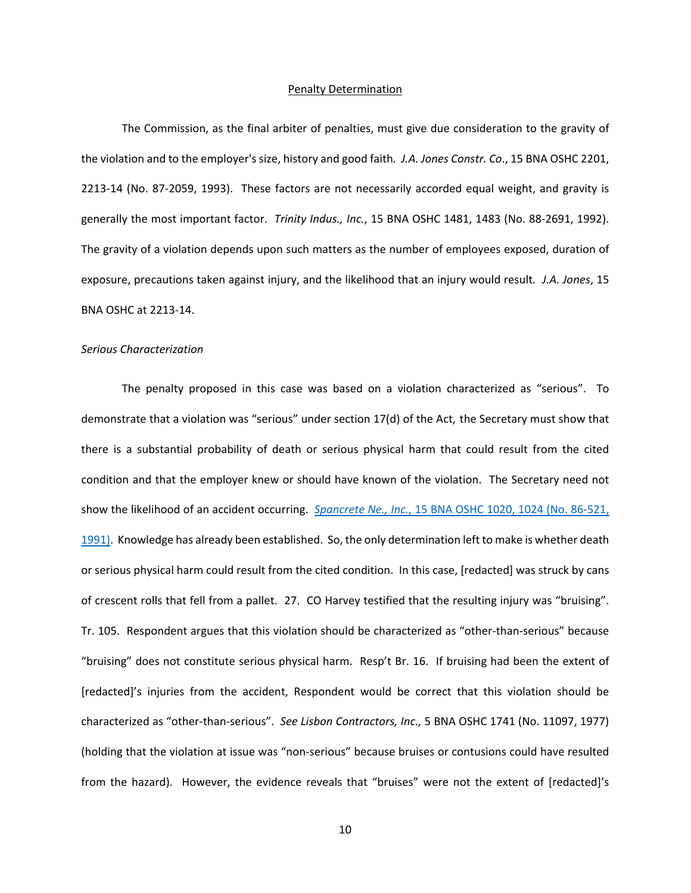## Penalty Determination

The Commission, as the final arbiter of penalties, must give due consideration to the gravity of the violation and to the employer's size, history and good faith. *J.A. Jones Constr. Co*., 15 BNA OSHC 2201, 2213-14 (No. 87-2059, 1993). These factors are not necessarily accorded equal weight, and gravity is generally the most important factor. *Trinity Indus., Inc.*, 15 BNA OSHC 1481, 1483 (No. 88-2691, 1992). The gravity of a violation depends upon such matters as the number of employees exposed, duration of exposure, precautions taken against injury, and the likelihood that an injury would result. *J.A. Jones*, 15 BNA OSHC at 2213-14.

*Serious Characterization*

The penalty proposed in this case was based on a violation characterized as "serious". To demonstrate that a violation was "serious" under section 17(d) of the Act, the Secretary must show that there is a substantial probability of death or serious physical harm that could result from the cited condition and that the employer knew or should have known of the violation. The Secretary need not show the likelihood of an accident occurring. *Spancrete Ne., Inc.*, 15 BNA OSHC 1020, 1024 (No. 86-521, 1991). Knowledge has already been established. So, the only determination left to make is whether death or serious physical harm could result from the cited condition. In this case, [redacted] was struck by cans of crescent rolls that fell from a pallet. 27. CO Harvey testified that the resulting injury was "bruising". Tr. 105. Respondent argues that this violation should be characterized as "other-than-serious" because "bruising" does not constitute serious physical harm. Resp't Br. 16. If bruising had been the extent of [redacted]'s injuries from the accident, Respondent would be correct that this violation should be characterized as "other-than-serious". *See Lisbon Contractors, Inc.,* 5 BNA OSHC 1741 (No. 11097, 1977) (holding that the violation at issue was "non-serious" because bruises or contusions could have resulted from the hazard). However, the evidence reveals that "bruises" were not the extent of [redacted]'s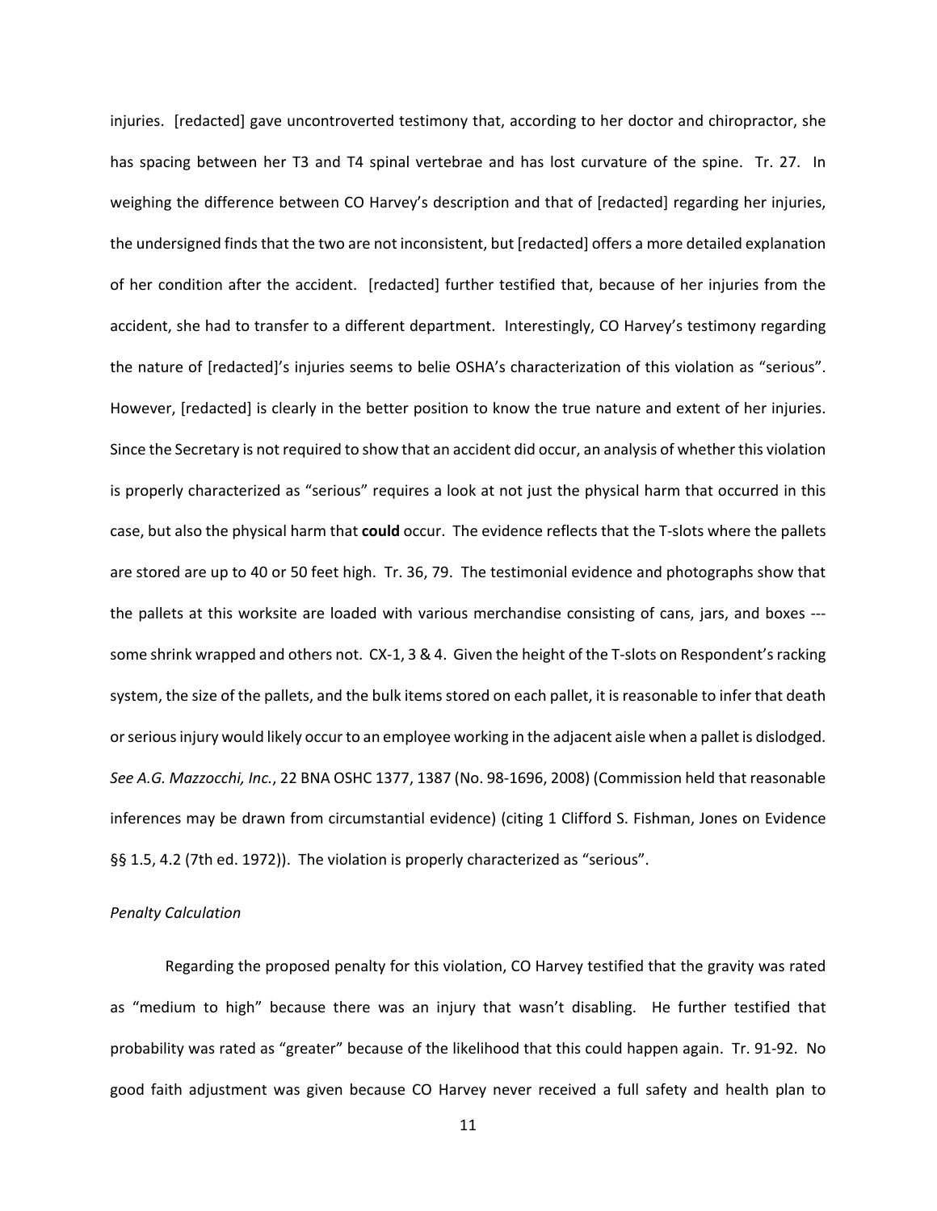injuries. [redacted] gave uncontroverted testimony that, according to her doctor and chiropractor, she has spacing between her T3 and T4 spinal vertebrae and has lost curvature of the spine. Tr. 27. In weighing the difference between CO Harvey's description and that of [redacted] regarding her injuries, the undersigned finds that the two are not inconsistent, but [redacted] offers a more detailed explanation of her condition after the accident. [redacted] further testified that, because of her injuries from the accident, she had to transfer to a different department. Interestingly, CO Harvey's testimony regarding the nature of [redacted]'s injuries seems to belie OSHA's characterization of this violation as "serious". However, [redacted] is clearly in the better position to know the true nature and extent of her injuries. Since the Secretary is not required to show that an accident did occur, an analysis of whether this violation is properly characterized as "serious" requires a look at not just the physical harm that occurred in this case, but also the physical harm that **could** occur. The evidence reflects that the T-slots where the pallets are stored are up to 40 or 50 feet high. Tr. 36, 79. The testimonial evidence and photographs show that the pallets at this worksite are loaded with various merchandise consisting of cans, jars, and boxes --- some shrink wrapped and others not. CX-1, 3 & 4. Given the height of the T-slots on Respondent's racking system, the size of the pallets, and the bulk items stored on each pallet, it is reasonable to infer that death or serious injury would likely occur to an employee working in the adjacent aisle when a pallet is dislodged. *See A.G. Mazzocchi, Inc.*, 22 BNA OSHC 1377, 1387 (No. 98-1696, 2008) (Commission held that reasonable inferences may be drawn from circumstantial evidence) (citing 1 Clifford S. Fishman, Jones on Evidence §§ 1.5, 4.2 (7th ed. 1972)). The violation is properly characterized as "serious".

*Penalty Calculation*

Regarding the proposed penalty for this violation, CO Harvey testified that the gravity was rated as "medium to high" because there was an injury that wasn't disabling. He further testified that probability was rated as "greater" because of the likelihood that this could happen again. Tr. 91-92. No good faith adjustment was given because CO Harvey never received a full safety and health plan to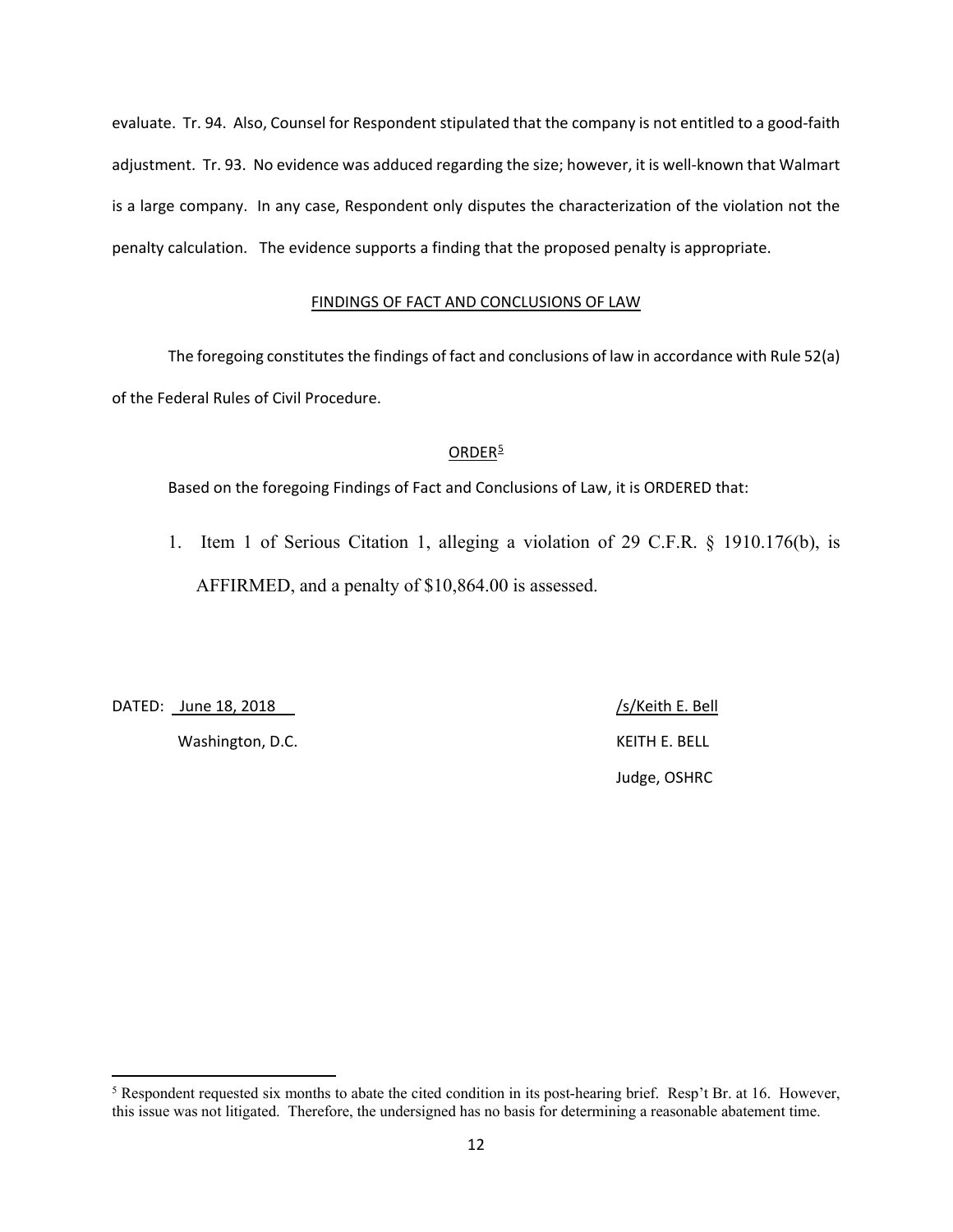evaluate. Tr. 94. Also, Counsel for Respondent stipulated that the company is not entitled to a good-faith adjustment. Tr. 93. No evidence was adduced regarding the size; however, it is well-known that Walmart is a large company. In any case, Respondent only disputes the characterization of the violation not the penalty calculation. The evidence supports a finding that the proposed penalty is appropriate.

## FINDINGS OF FACT AND CONCLUSIONS OF LAW

The foregoing constitutes the findings of fact and conclusions of law in accordance with Rule 52(a) of the Federal Rules of Civil Procedure.

## ORDER[5]

Based on the foregoing Findings of Fact and Conclusions of Law, it is ORDERED that:

1. Item 1 of Serious Citation 1, alleging a violation of 29 C.F.R. § 1910.176(b), is AFFIRMED, and a penalty of $10,864.00 is assessed.

DATED: June 18, 2018
Washington, D.C.

/s/Keith E. Bell
KEITH E. BELL
Judge, OSHRC

[5] Respondent requested six months to abate the cited condition in its post-hearing brief. Resp't Br. at 16. However, this issue was not litigated. Therefore, the undersigned has no basis for determining a reasonable abatement time.